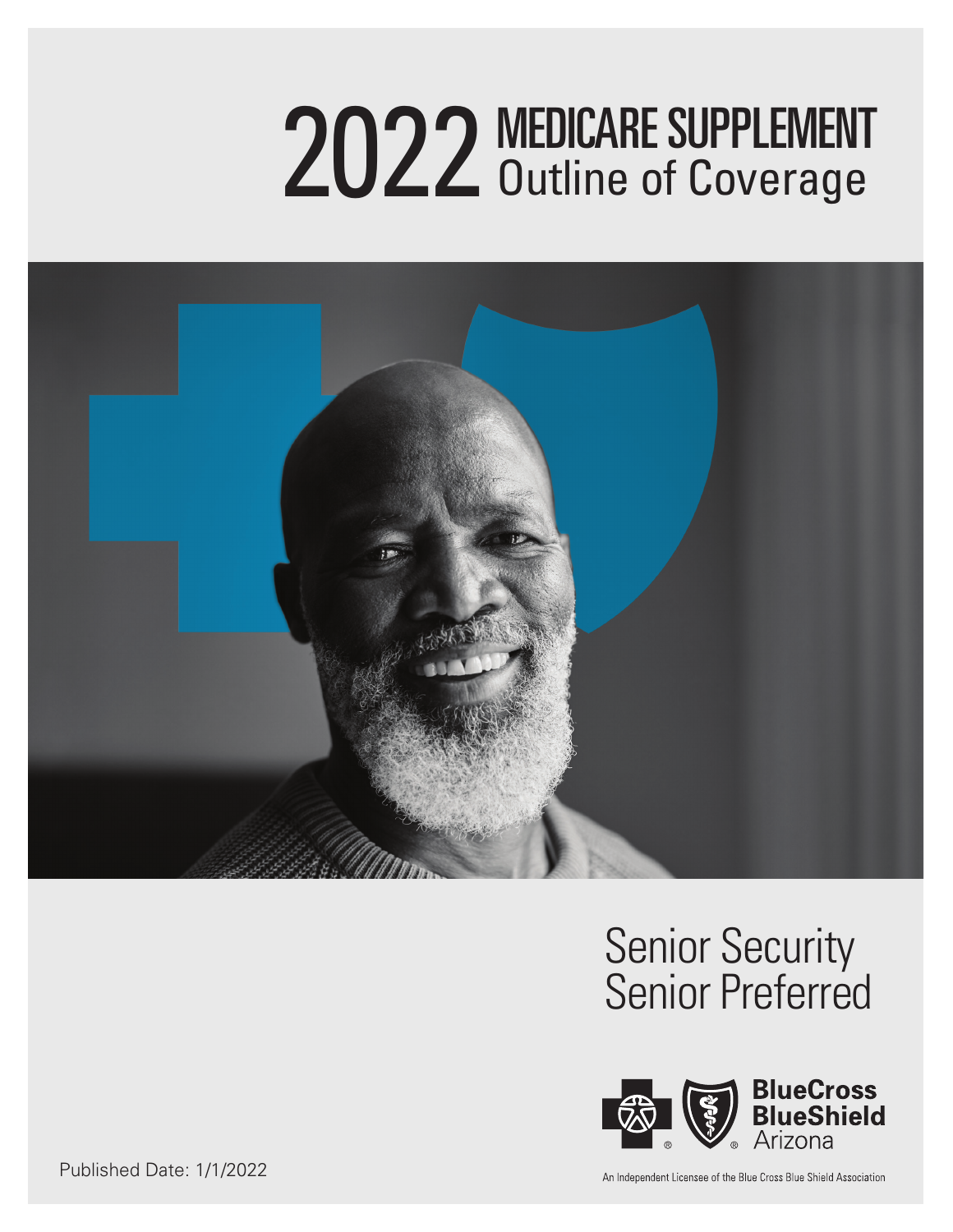# 2022 MEDICARE SUPPLEMENT Outline of Coverage

Senior Security
Senior Preferred

BlueCross BlueShield Arizona

An Independent Licensee of the Blue Cross Blue Shield Association

Published Date: 1/1/2022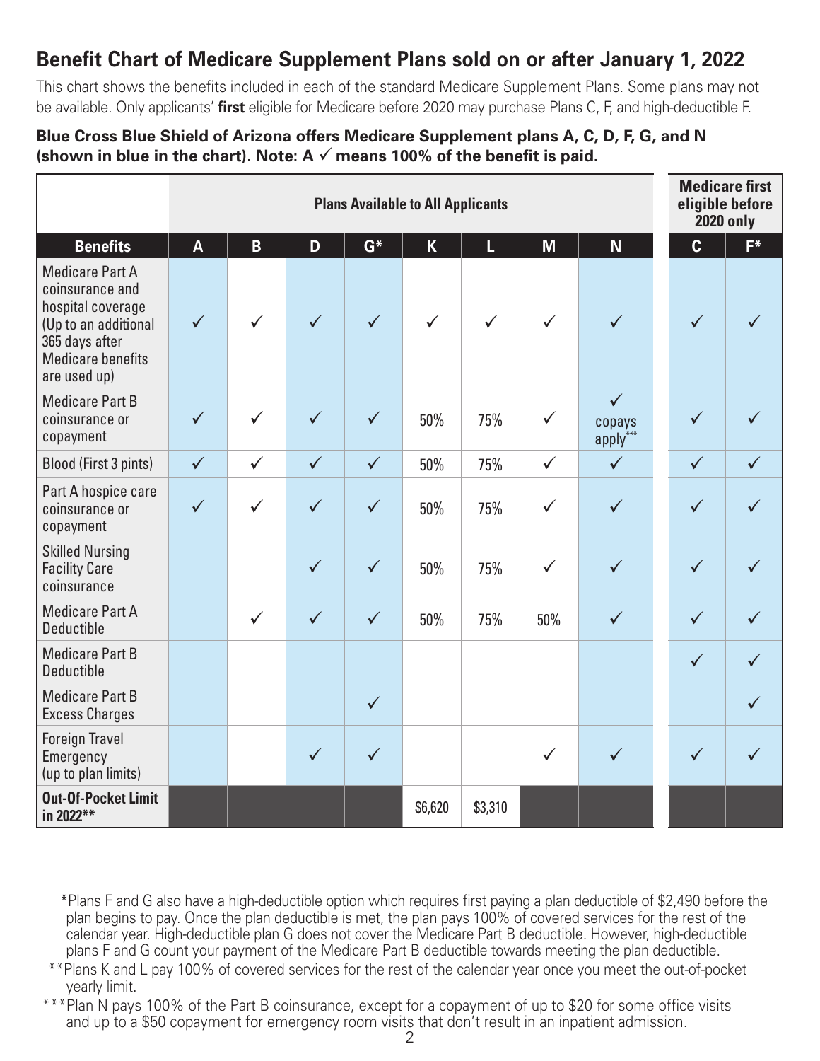## Benefit Chart of Medicare Supplement Plans sold on or after January 1, 2022

This chart shows the benefits included in each of the standard Medicare Supplement Plans. Some plans may not be available. Only applicants' **first** eligible for Medicare before 2020 may purchase Plans C, F, and high-deductible F.

**Blue Cross Blue Shield of Arizona offers Medicare Supplement plans A, C, D, F, G, and N (shown in blue in the chart). Note: A ✓ means 100% of the benefit is paid.**

| | Plans Available to All Applicants | | | | | | | | Medicare first eligible before 2020 only | |
|---|---|---|---|---|---|---|---|---|---|---|
| **Benefits** | **A** | **B** | **D** | **G*** | **K** | **L** | **M** | **N** | **C** | **F*** |
| Medicare Part A coinsurance and hospital coverage (Up to an additional 365 days after Medicare benefits are used up) | ✓ | ✓ | ✓ | ✓ | ✓ | ✓ | ✓ | ✓ | ✓ | ✓ |
| Medicare Part B coinsurance or copayment | ✓ | ✓ | ✓ | ✓ | 50% | 75% | ✓ | ✓ copays apply*** | ✓ | ✓ |
| Blood (First 3 pints) | ✓ | ✓ | ✓ | ✓ | 50% | 75% | ✓ | ✓ | ✓ | ✓ |
| Part A hospice care coinsurance or copayment | ✓ | ✓ | ✓ | ✓ | 50% | 75% | ✓ | ✓ | ✓ | ✓ |
| Skilled Nursing Facility Care coinsurance | | | ✓ | ✓ | 50% | 75% | ✓ | ✓ | ✓ | ✓ |
| Medicare Part A Deductible | | ✓ | ✓ | ✓ | 50% | 75% | 50% | ✓ | ✓ | ✓ |
| Medicare Part B Deductible | | | | | | | | | ✓ | ✓ |
| Medicare Part B Excess Charges | | | | ✓ | | | | | | ✓ |
| Foreign Travel Emergency (up to plan limits) | | | ✓ | ✓ | | | ✓ | ✓ | ✓ | ✓ |
| **Out-Of-Pocket Limit in 2022**** | | | | | $6,620 | $3,310 | | | | |

*Plans F and G also have a high-deductible option which requires first paying a plan deductible of $2,490 before the plan begins to pay. Once the plan deductible is met, the plan pays 100% of covered services for the rest of the calendar year. High-deductible plan G does not cover the Medicare Part B deductible. However, high-deductible plans F and G count your payment of the Medicare Part B deductible towards meeting the plan deductible.

**Plans K and L pay 100% of covered services for the rest of the calendar year once you meet the out-of-pocket yearly limit.

***Plan N pays 100% of the Part B coinsurance, except for a copayment of up to $20 for some office visits and up to a $50 copayment for emergency room visits that don't result in an inpatient admission.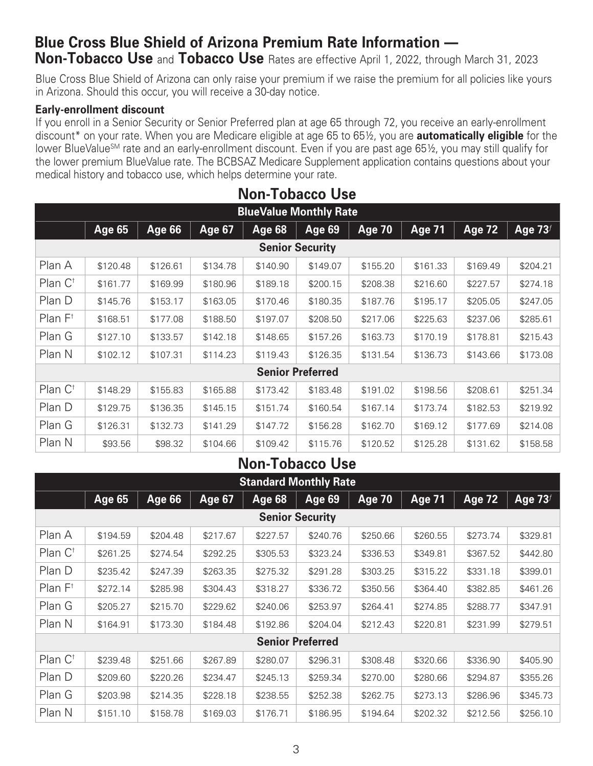# Blue Cross Blue Shield of Arizona Premium Rate Information — 

**Non-Tobacco Use** and **Tobacco Use** Rates are effective April 1, 2022, through March 31, 2023

Blue Cross Blue Shield of Arizona can only raise your premium if we raise the premium for all policies like yours in Arizona. Should this occur, you will receive a 30-day notice.

**Early-enrollment discount**

If you enroll in a Senior Security or Senior Preferred plan at age 65 through 72, you receive an early-enrollment discount* on your rate. When you are Medicare eligible at age 65 to 65½, you are **automatically eligible** for the lower BlueValue℠ rate and an early-enrollment discount. Even if you are past age 65½, you may still qualify for the lower premium BlueValue rate. The BCBSAZ Medicare Supplement application contains questions about your medical history and tobacco use, which helps determine your rate.

## Non-Tobacco Use

| BlueValue Monthly Rate | | | | | | | | | |
|---|---|---|---|---|---|---|---|---|---|
| | Age 65 | Age 66 | Age 67 | Age 68 | Age 69 | Age 70 | Age 71 | Age 72 | Age 73ƒ |
| **Senior Security** | | | | | | | | | |
| Plan A | $120.48 | $126.61 | $134.78 | $140.90 | $149.07 | $155.20 | $161.33 | $169.49 | $204.21 |
| Plan C† | $161.77 | $169.99 | $180.96 | $189.18 | $200.15 | $208.38 | $216.60 | $227.57 | $274.18 |
| Plan D | $145.76 | $153.17 | $163.05 | $170.46 | $180.35 | $187.76 | $195.17 | $205.05 | $247.05 |
| Plan F† | $168.51 | $177.08 | $188.50 | $197.07 | $208.50 | $217.06 | $225.63 | $237.06 | $285.61 |
| Plan G | $127.10 | $133.57 | $142.18 | $148.65 | $157.26 | $163.73 | $170.19 | $178.81 | $215.43 |
| Plan N | $102.12 | $107.31 | $114.23 | $119.43 | $126.35 | $131.54 | $136.73 | $143.66 | $173.08 |
| **Senior Preferred** | | | | | | | | | |
| Plan C† | $148.29 | $155.83 | $165.88 | $173.42 | $183.48 | $191.02 | $198.56 | $208.61 | $251.34 |
| Plan D | $129.75 | $136.35 | $145.15 | $151.74 | $160.54 | $167.14 | $173.74 | $182.53 | $219.92 |
| Plan G | $126.31 | $132.73 | $141.29 | $147.72 | $156.28 | $162.70 | $169.12 | $177.69 | $214.08 |
| Plan N | $93.56 | $98.32 | $104.66 | $109.42 | $115.76 | $120.52 | $125.28 | $131.62 | $158.58 |

## Non-Tobacco Use

| Standard Monthly Rate | | | | | | | | | |
|---|---|---|---|---|---|---|---|---|---|
| | Age 65 | Age 66 | Age 67 | Age 68 | Age 69 | Age 70 | Age 71 | Age 72 | Age 73ƒ |
| **Senior Security** | | | | | | | | | |
| Plan A | $194.59 | $204.48 | $217.67 | $227.57 | $240.76 | $250.66 | $260.55 | $273.74 | $329.81 |
| Plan C† | $261.25 | $274.54 | $292.25 | $305.53 | $323.24 | $336.53 | $349.81 | $367.52 | $442.80 |
| Plan D | $235.42 | $247.39 | $263.35 | $275.32 | $291.28 | $303.25 | $315.22 | $331.18 | $399.01 |
| Plan F† | $272.14 | $285.98 | $304.43 | $318.27 | $336.72 | $350.56 | $364.40 | $382.85 | $461.26 |
| Plan G | $205.27 | $215.70 | $229.62 | $240.06 | $253.97 | $264.41 | $274.85 | $288.77 | $347.91 |
| Plan N | $164.91 | $173.30 | $184.48 | $192.86 | $204.04 | $212.43 | $220.81 | $231.99 | $279.51 |
| **Senior Preferred** | | | | | | | | | |
| Plan C† | $239.48 | $251.66 | $267.89 | $280.07 | $296.31 | $308.48 | $320.66 | $336.90 | $405.90 |
| Plan D | $209.60 | $220.26 | $234.47 | $245.13 | $259.34 | $270.00 | $280.66 | $294.87 | $355.26 |
| Plan G | $203.98 | $214.35 | $228.18 | $238.55 | $252.38 | $262.75 | $273.13 | $286.96 | $345.73 |
| Plan N | $151.10 | $158.78 | $169.03 | $176.71 | $186.95 | $194.64 | $202.32 | $212.56 | $256.10 |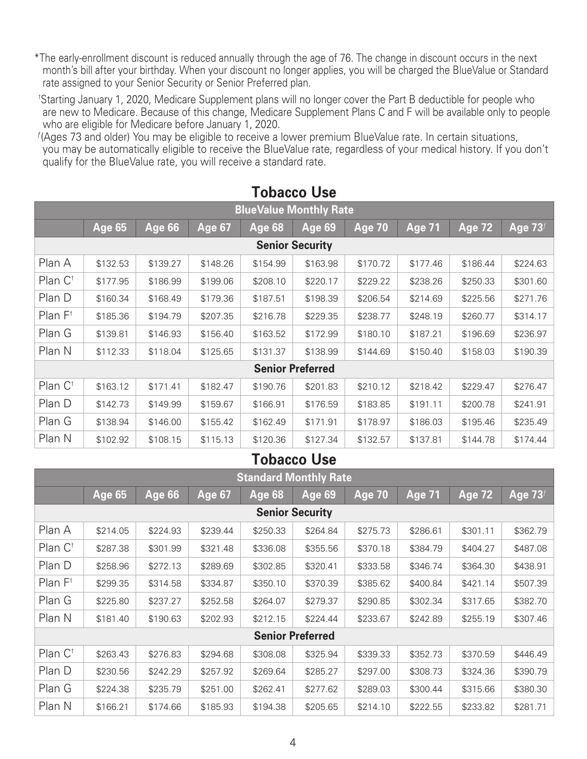*The early-enrollment discount is reduced annually through the age of 76. The change in discount occurs in the next month's bill after your birthday. When your discount no longer applies, you will be charged the BlueValue or Standard rate assigned to your Senior Security or Senior Preferred plan.

†Starting January 1, 2020, Medicare Supplement plans will no longer cover the Part B deductible for people who are new to Medicare. Because of this change, Medicare Supplement Plans C and F will be available only to people who are eligible for Medicare before January 1, 2020.

ƒ(Ages 73 and older) You may be eligible to receive a lower premium BlueValue rate. In certain situations, you may be automatically eligible to receive the BlueValue rate, regardless of your medical history. If you don't qualify for the BlueValue rate, you will receive a standard rate.

## Tobacco Use

| BlueValue Monthly Rate | | | | | | | | | |
|---|---|---|---|---|---|---|---|---|---|
| | Age 65 | Age 66 | Age 67 | Age 68 | Age 69 | Age 70 | Age 71 | Age 72 | Age 73ƒ |
| **Senior Security** | | | | | | | | | |
| Plan A | $132.53 | $139.27 | $148.26 | $154.99 | $163.98 | $170.72 | $177.46 | $186.44 | $224.63 |
| Plan C† | $177.95 | $186.99 | $199.06 | $208.10 | $220.17 | $229.22 | $238.26 | $250.33 | $301.60 |
| Plan D | $160.34 | $168.49 | $179.36 | $187.51 | $198.39 | $206.54 | $214.69 | $225.56 | $271.76 |
| Plan F† | $185.36 | $194.79 | $207.35 | $216.78 | $229.35 | $238.77 | $248.19 | $260.77 | $314.17 |
| Plan G | $139.81 | $146.93 | $156.40 | $163.52 | $172.99 | $180.10 | $187.21 | $196.69 | $236.97 |
| Plan N | $112.33 | $118.04 | $125.65 | $131.37 | $138.99 | $144.69 | $150.40 | $158.03 | $190.39 |
| **Senior Preferred** | | | | | | | | | |
| Plan C† | $163.12 | $171.41 | $182.47 | $190.76 | $201.83 | $210.12 | $218.42 | $229.47 | $276.47 |
| Plan D | $142.73 | $149.99 | $159.67 | $166.91 | $176.59 | $183.85 | $191.11 | $200.78 | $241.91 |
| Plan G | $138.94 | $146.00 | $155.42 | $162.49 | $171.91 | $178.97 | $186.03 | $195.46 | $235.49 |
| Plan N | $102.92 | $108.15 | $115.13 | $120.36 | $127.34 | $132.57 | $137.81 | $144.78 | $174.44 |

## Tobacco Use

| Standard Monthly Rate | | | | | | | | | |
|---|---|---|---|---|---|---|---|---|---|
| | Age 65 | Age 66 | Age 67 | Age 68 | Age 69 | Age 70 | Age 71 | Age 72 | Age 73ƒ |
| **Senior Security** | | | | | | | | | |
| Plan A | $214.05 | $224.93 | $239.44 | $250.33 | $264.84 | $275.73 | $286.61 | $301.11 | $362.79 |
| Plan C† | $287.38 | $301.99 | $321.48 | $336.08 | $355.56 | $370.18 | $384.79 | $404.27 | $487.08 |
| Plan D | $258.96 | $272.13 | $289.69 | $302.85 | $320.41 | $333.58 | $346.74 | $364.30 | $438.91 |
| Plan F† | $299.35 | $314.58 | $334.87 | $350.10 | $370.39 | $385.62 | $400.84 | $421.14 | $507.39 |
| Plan G | $225.80 | $237.27 | $252.58 | $264.07 | $279.37 | $290.85 | $302.34 | $317.65 | $382.70 |
| Plan N | $181.40 | $190.63 | $202.93 | $212.15 | $224.44 | $233.67 | $242.89 | $255.19 | $307.46 |
| **Senior Preferred** | | | | | | | | | |
| Plan C† | $263.43 | $276.83 | $294.68 | $308.08 | $325.94 | $339.33 | $352.73 | $370.59 | $446.49 |
| Plan D | $230.56 | $242.29 | $257.92 | $269.64 | $285.27 | $297.00 | $308.73 | $324.36 | $390.79 |
| Plan G | $224.38 | $235.79 | $251.00 | $262.41 | $277.62 | $289.03 | $300.44 | $315.66 | $380.30 |
| Plan N | $166.21 | $174.66 | $185.93 | $194.38 | $205.65 | $214.10 | $222.55 | $233.82 | $281.71 |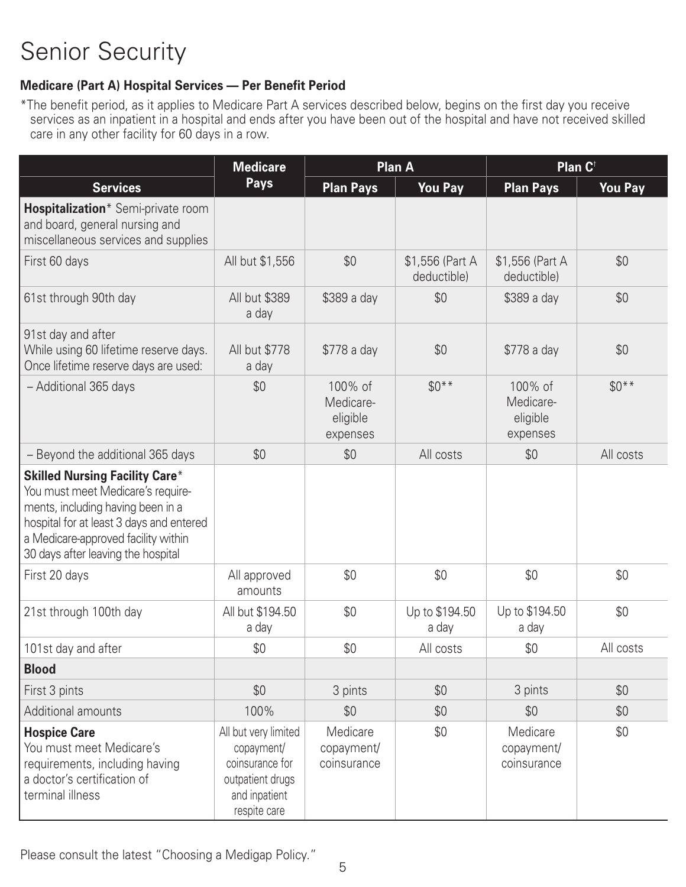# Senior Security

**Medicare (Part A) Hospital Services — Per Benefit Period**

*The benefit period, as it applies to Medicare Part A services described below, begins on the first day you receive services as an inpatient in a hospital and ends after you have been out of the hospital and have not received skilled care in any other facility for 60 days in a row.

| Services | Medicare Pays | Plan A | | Plan C† | |
|---|---|---|---|---|---|
| | | Plan Pays | You Pay | Plan Pays | You Pay |
| **Hospitalization*** Semi-private room and board, general nursing and miscellaneous services and supplies | | | | | |
| First 60 days | All but $1,556 | $0 | $1,556 (Part A deductible) | $1,556 (Part A deductible) | $0 |
| 61st through 90th day | All but $389 a day | $389 a day | $0 | $389 a day | $0 |
| 91st day and after While using 60 lifetime reserve days. Once lifetime reserve days are used: | All but $778 a day | $778 a day | $0 | $778 a day | $0 |
| – Additional 365 days | $0 | 100% of Medicare-eligible expenses | $0** | 100% of Medicare-eligible expenses | $0** |
| – Beyond the additional 365 days | $0 | $0 | All costs | $0 | All costs |
| **Skilled Nursing Facility Care*** You must meet Medicare's requirements, including having been in a hospital for at least 3 days and entered a Medicare-approved facility within 30 days after leaving the hospital | | | | | |
| First 20 days | All approved amounts | $0 | $0 | $0 | $0 |
| 21st through 100th day | All but $194.50 a day | $0 | Up to $194.50 a day | Up to $194.50 a day | $0 |
| 101st day and after | $0 | $0 | All costs | $0 | All costs |
| **Blood** | | | | | |
| First 3 pints | $0 | 3 pints | $0 | 3 pints | $0 |
| Additional amounts | 100% | $0 | $0 | $0 | $0 |
| **Hospice Care** You must meet Medicare's requirements, including having a doctor's certification of terminal illness | All but very limited copayment/ coinsurance for outpatient drugs and inpatient respite care | Medicare copayment/ coinsurance | $0 | Medicare copayment/ coinsurance | $0 |

Please consult the latest "Choosing a Medigap Policy."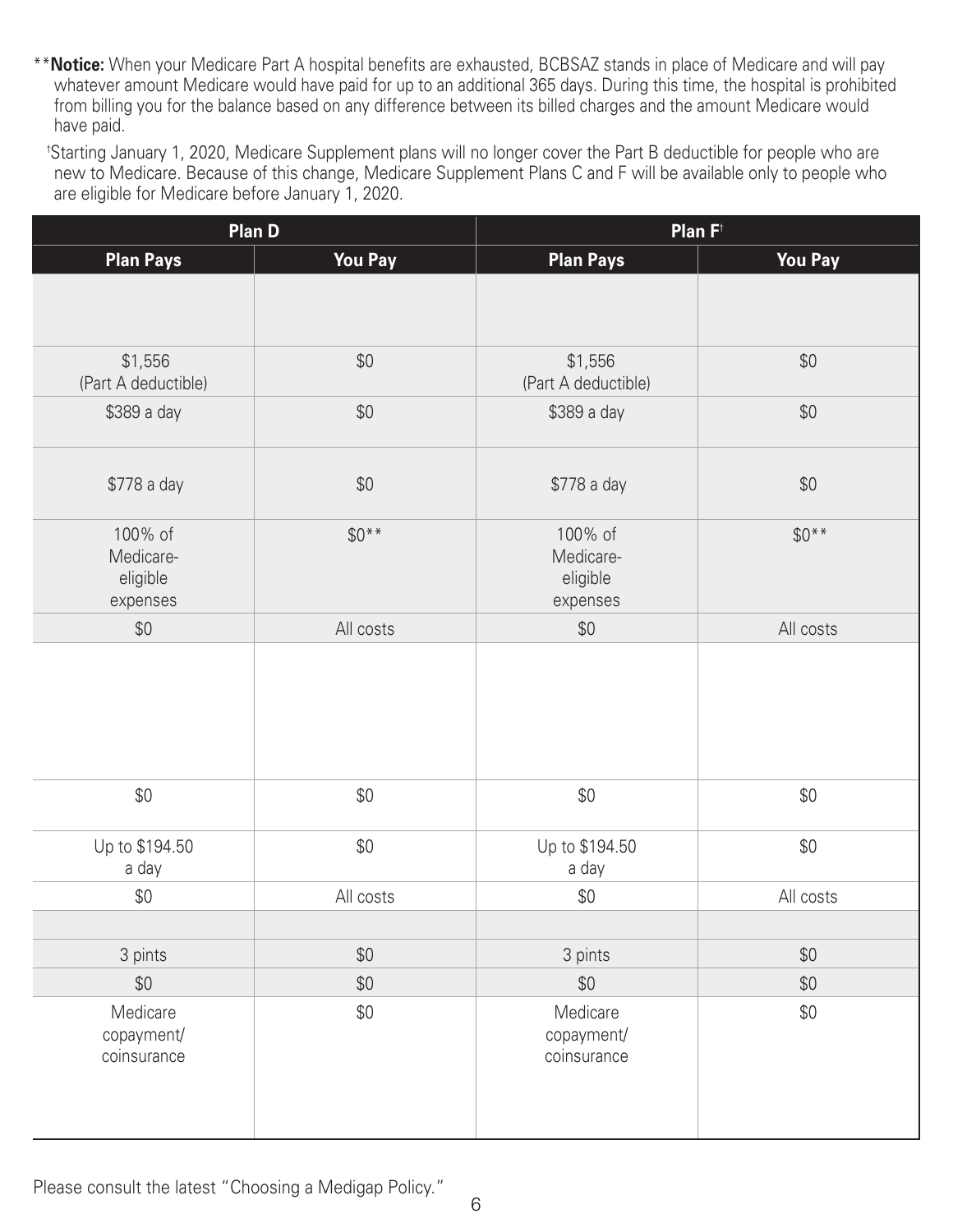**Notice:** When your Medicare Part A hospital benefits are exhausted, BCBSAZ stands in place of Medicare and will pay whatever amount Medicare would have paid for up to an additional 365 days. During this time, the hospital is prohibited from billing you for the balance based on any difference between its billed charges and the amount Medicare would have paid.

†Starting January 1, 2020, Medicare Supplement plans will no longer cover the Part B deductible for people who are new to Medicare. Because of this change, Medicare Supplement Plans C and F will be available only to people who are eligible for Medicare before January 1, 2020.

| Plan D | | Plan F† | |
|---|---|---|---|
| **Plan Pays** | **You Pay** | **Plan Pays** | **You Pay** |
| | | | |
| $1,556 (Part A deductible) | $0 | $1,556 (Part A deductible) | $0 |
| $389 a day | $0 | $389 a day | $0 |
| $778 a day | $0 | $778 a day | $0 |
| 100% of Medicare-eligible expenses | $0** | 100% of Medicare-eligible expenses | $0** |
| $0 | All costs | $0 | All costs |
| | | | |
| $0 | $0 | $0 | $0 |
| Up to $194.50 a day | $0 | Up to $194.50 a day | $0 |
| $0 | All costs | $0 | All costs |
| | | | |
| 3 pints | $0 | 3 pints | $0 |
| $0 | $0 | $0 | $0 |
| Medicare copayment/ coinsurance | $0 | Medicare copayment/ coinsurance | $0 |

Please consult the latest "Choosing a Medigap Policy."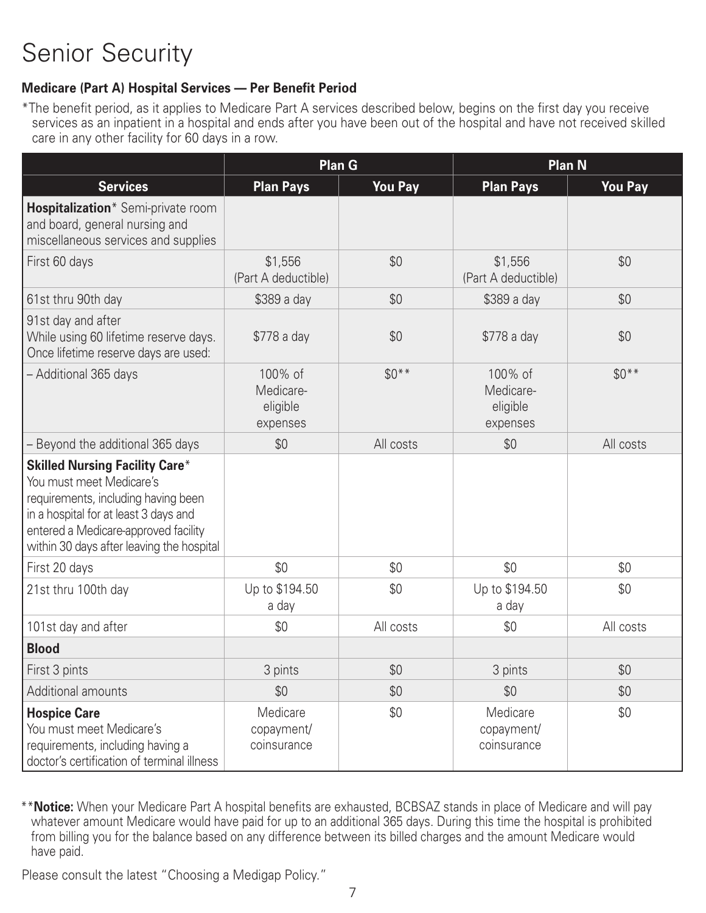# Senior Security

**Medicare (Part A) Hospital Services — Per Benefit Period**

*The benefit period, as it applies to Medicare Part A services described below, begins on the first day you receive services as an inpatient in a hospital and ends after you have been out of the hospital and have not received skilled care in any other facility for 60 days in a row.

| | Plan G | | Plan N | |
|---|---|---|---|---|
| **Services** | **Plan Pays** | **You Pay** | **Plan Pays** | **You Pay** |
| **Hospitalization*** Semi-private room and board, general nursing and miscellaneous services and supplies | | | | |
| First 60 days | $1,556 (Part A deductible) | $0 | $1,556 (Part A deductible) | $0 |
| 61st thru 90th day | $389 a day | $0 | $389 a day | $0 |
| 91st day and after While using 60 lifetime reserve days. Once lifetime reserve days are used: | $778 a day | $0 | $778 a day | $0 |
| – Additional 365 days | 100% of Medicare-eligible expenses | $0** | 100% of Medicare-eligible expenses | $0** |
| – Beyond the additional 365 days | $0 | All costs | $0 | All costs |
| **Skilled Nursing Facility Care*** You must meet Medicare's requirements, including having been in a hospital for at least 3 days and entered a Medicare-approved facility within 30 days after leaving the hospital | | | | |
| First 20 days | $0 | $0 | $0 | $0 |
| 21st thru 100th day | Up to $194.50 a day | $0 | Up to $194.50 a day | $0 |
| 101st day and after | $0 | All costs | $0 | All costs |
| **Blood** | | | | |
| First 3 pints | 3 pints | $0 | 3 pints | $0 |
| Additional amounts | $0 | $0 | $0 | $0 |
| **Hospice Care** You must meet Medicare's requirements, including having a doctor's certification of terminal illness | Medicare copayment/ coinsurance | $0 | Medicare copayment/ coinsurance | $0 |

****Notice:** When your Medicare Part A hospital benefits are exhausted, BCBSAZ stands in place of Medicare and will pay whatever amount Medicare would have paid for up to an additional 365 days. During this time the hospital is prohibited from billing you for the balance based on any difference between its billed charges and the amount Medicare would have paid.

Please consult the latest "Choosing a Medigap Policy."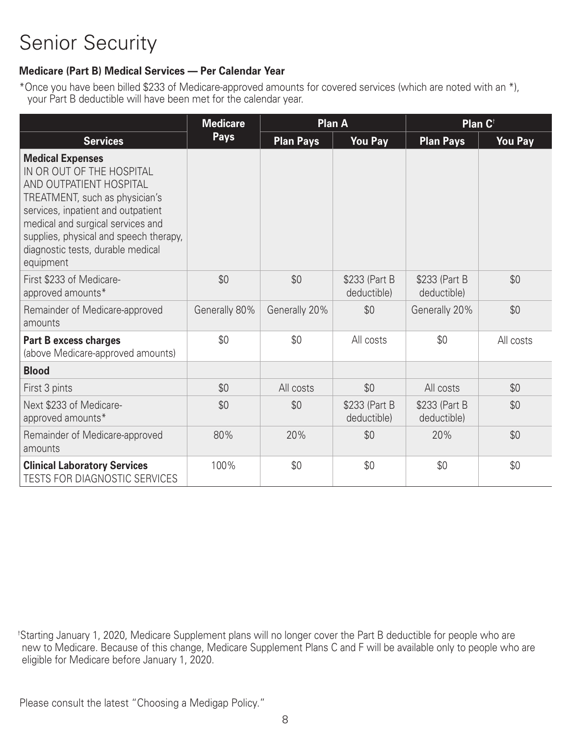# Senior Security

**Medicare (Part B) Medical Services — Per Calendar Year**

*Once you have been billed $233 of Medicare-approved amounts for covered services (which are noted with an *), your Part B deductible will have been met for the calendar year.

| | Medicare Pays | Plan A | | Plan C† | |
|---|---|---|---|---|---|
| **Services** | | **Plan Pays** | **You Pay** | **Plan Pays** | **You Pay** |
| **Medical Expenses** IN OR OUT OF THE HOSPITAL AND OUTPATIENT HOSPITAL TREATMENT, such as physician's services, inpatient and outpatient medical and surgical services and supplies, physical and speech therapy, diagnostic tests, durable medical equipment | | | | | |
| First $233 of Medicare-approved amounts* | $0 | $0 | $233 (Part B deductible) | $233 (Part B deductible) | $0 |
| Remainder of Medicare-approved amounts | Generally 80% | Generally 20% | $0 | Generally 20% | $0 |
| **Part B excess charges** (above Medicare-approved amounts) | $0 | $0 | All costs | $0 | All costs |
| **Blood** | | | | | |
| First 3 pints | $0 | All costs | $0 | All costs | $0 |
| Next $233 of Medicare-approved amounts* | $0 | $0 | $233 (Part B deductible) | $233 (Part B deductible) | $0 |
| Remainder of Medicare-approved amounts | 80% | 20% | $0 | 20% | $0 |
| **Clinical Laboratory Services** TESTS FOR DIAGNOSTIC SERVICES | 100% | $0 | $0 | $0 | $0 |

†Starting January 1, 2020, Medicare Supplement plans will no longer cover the Part B deductible for people who are new to Medicare. Because of this change, Medicare Supplement Plans C and F will be available only to people who are eligible for Medicare before January 1, 2020.

Please consult the latest "Choosing a Medigap Policy."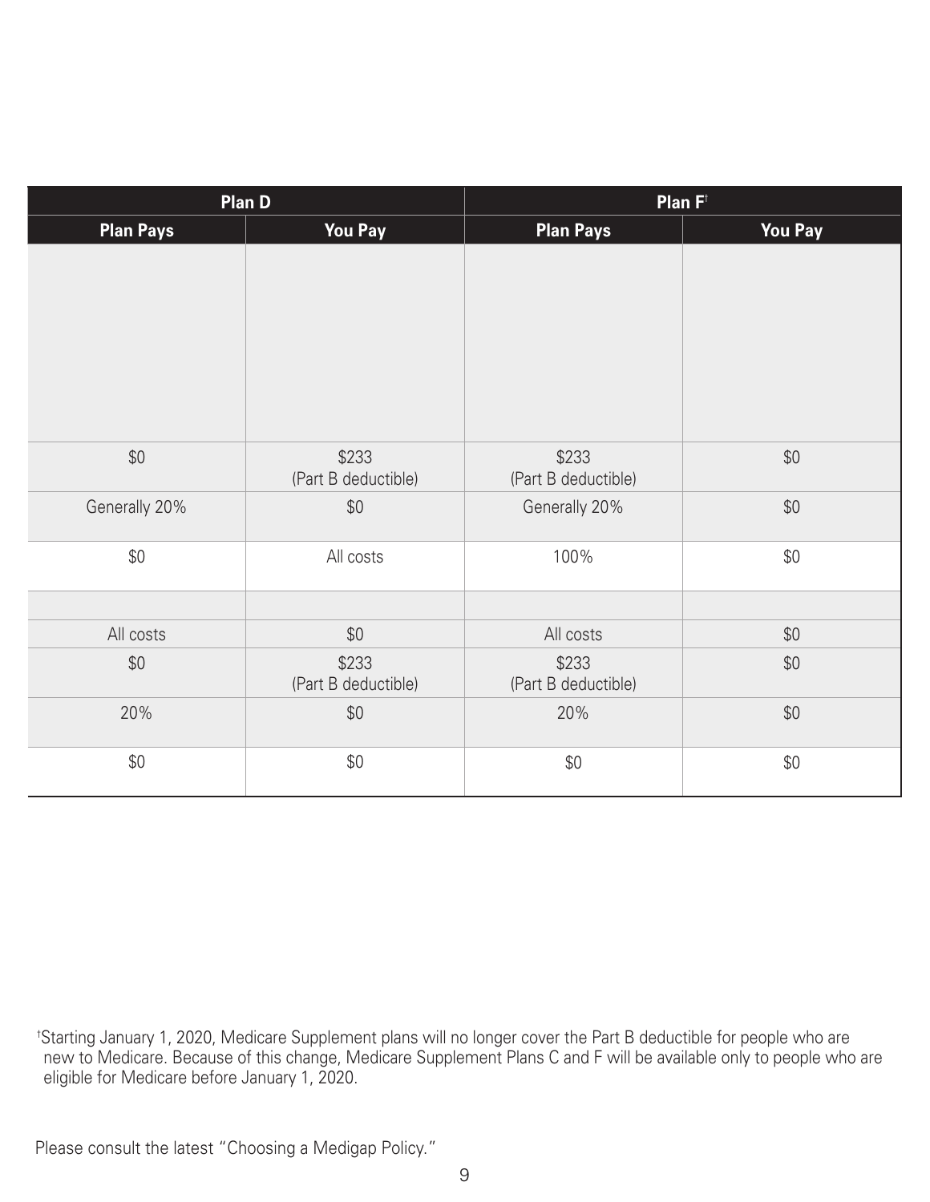| Plan D | | Plan F† | |
|---|---|---|---|
| **Plan Pays** | **You Pay** | **Plan Pays** | **You Pay** |
| | | | |
| $0 | $233 (Part B deductible) | $233 (Part B deductible) | $0 |
| Generally 20% | $0 | Generally 20% | $0 |
| $0 | All costs | 100% | $0 |
| | | | |
| All costs | $0 | All costs | $0 |
| $0 | $233 (Part B deductible) | $233 (Part B deductible) | $0 |
| 20% | $0 | 20% | $0 |
| $0 | $0 | $0 | $0 |

†Starting January 1, 2020, Medicare Supplement plans will no longer cover the Part B deductible for people who are new to Medicare. Because of this change, Medicare Supplement Plans C and F will be available only to people who are eligible for Medicare before January 1, 2020.

Please consult the latest "Choosing a Medigap Policy."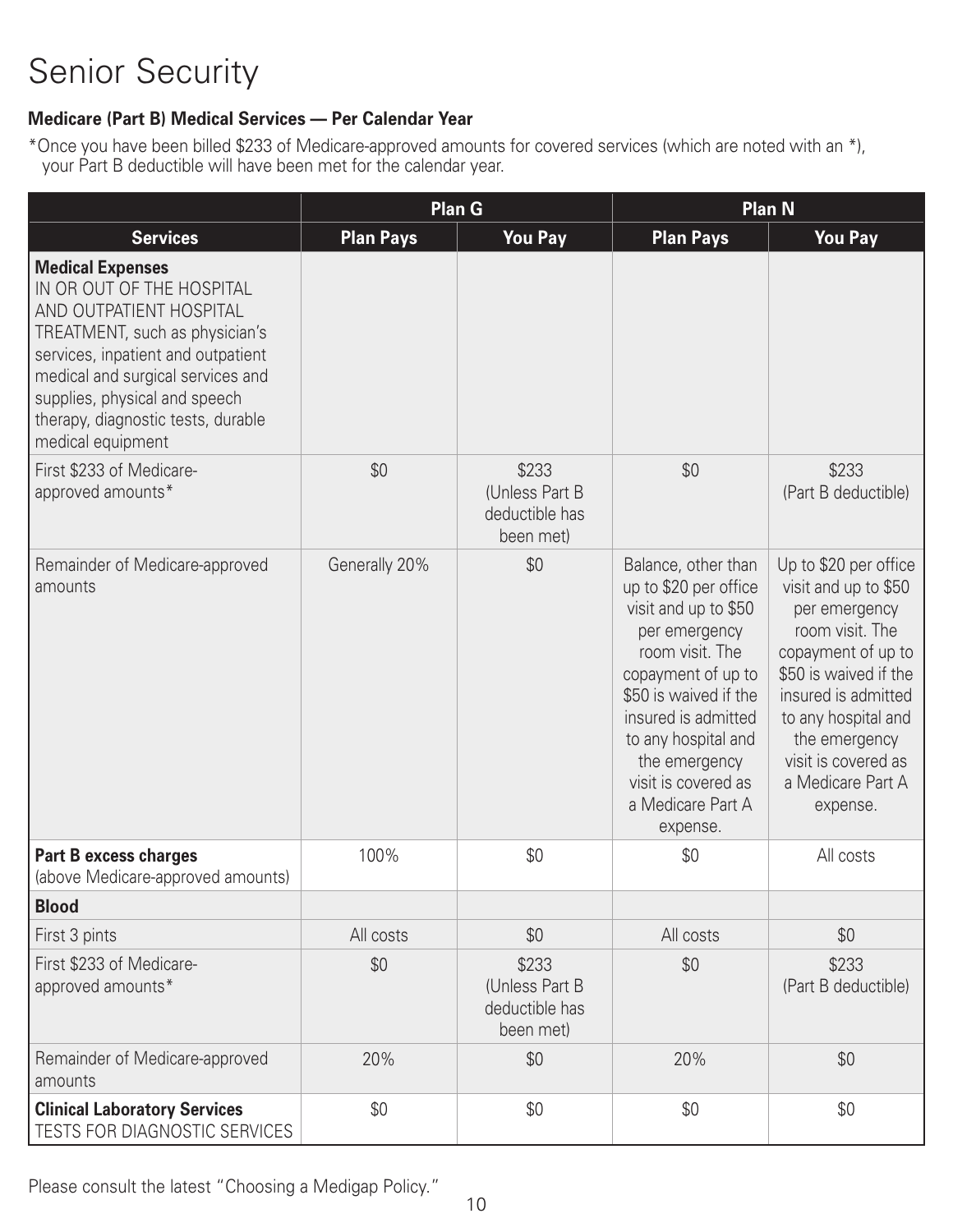# Senior Security

**Medicare (Part B) Medical Services — Per Calendar Year**

*Once you have been billed $233 of Medicare-approved amounts for covered services (which are noted with an *), your Part B deductible will have been met for the calendar year.

| | Plan G | | Plan N | |
|---|---|---|---|---|
| **Services** | **Plan Pays** | **You Pay** | **Plan Pays** | **You Pay** |
| **Medical Expenses** IN OR OUT OF THE HOSPITAL AND OUTPATIENT HOSPITAL TREATMENT, such as physician's services, inpatient and outpatient medical and surgical services and supplies, physical and speech therapy, diagnostic tests, durable medical equipment | | | | |
| First $233 of Medicare-approved amounts* | $0 | $233 (Unless Part B deductible has been met) | $0 | $233 (Part B deductible) |
| Remainder of Medicare-approved amounts | Generally 20% | $0 | Balance, other than up to $20 per office visit and up to $50 per emergency room visit. The copayment of up to $50 is waived if the insured is admitted to any hospital and the emergency visit is covered as a Medicare Part A expense. | Up to $20 per office visit and up to $50 per emergency room visit. The copayment of up to $50 is waived if the insured is admitted to any hospital and the emergency visit is covered as a Medicare Part A expense. |
| **Part B excess charges** (above Medicare-approved amounts) | 100% | $0 | $0 | All costs |
| **Blood** | | | | |
| First 3 pints | All costs | $0 | All costs | $0 |
| First $233 of Medicare-approved amounts* | $0 | $233 (Unless Part B deductible has been met) | $0 | $233 (Part B deductible) |
| Remainder of Medicare-approved amounts | 20% | $0 | 20% | $0 |
| **Clinical Laboratory Services** TESTS FOR DIAGNOSTIC SERVICES | $0 | $0 | $0 | $0 |

Please consult the latest "Choosing a Medigap Policy."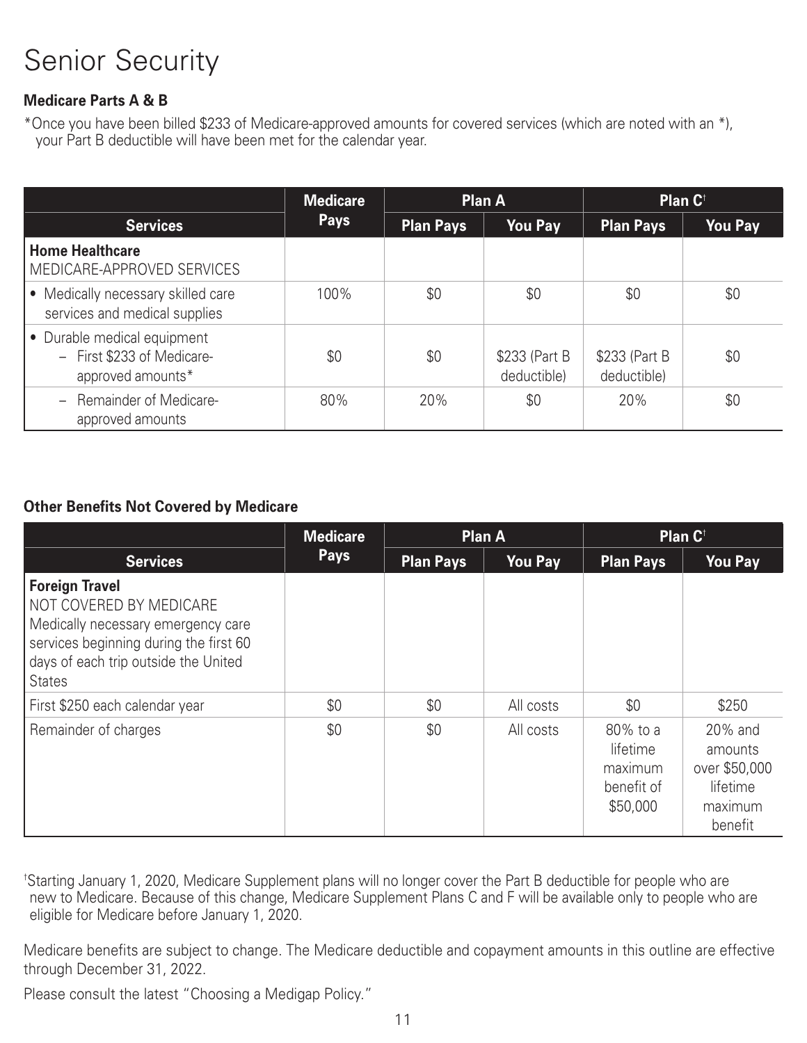# Senior Security

**Medicare Parts A & B**

*Once you have been billed $233 of Medicare-approved amounts for covered services (which are noted with an *), your Part B deductible will have been met for the calendar year.

| Services | Medicare Pays | Plan A | | Plan C† | |
|---|---|---|---|---|---|
| | | Plan Pays | You Pay | Plan Pays | You Pay |
| **Home Healthcare** MEDICARE-APPROVED SERVICES | | | | | |
| • Medically necessary skilled care services and medical supplies | 100% | $0 | $0 | $0 | $0 |
| • Durable medical equipment – First $233 of Medicare-approved amounts* | $0 | $0 | $233 (Part B deductible) | $233 (Part B deductible) | $0 |
| – Remainder of Medicare-approved amounts | 80% | 20% | $0 | 20% | $0 |

**Other Benefits Not Covered by Medicare**

| Services | Medicare Pays | Plan A | | Plan C† | |
|---|---|---|---|---|---|
| | | Plan Pays | You Pay | Plan Pays | You Pay |
| **Foreign Travel** NOT COVERED BY MEDICARE Medically necessary emergency care services beginning during the first 60 days of each trip outside the United States | | | | | |
| First $250 each calendar year | $0 | $0 | All costs | $0 | $250 |
| Remainder of charges | $0 | $0 | All costs | 80% to a lifetime maximum benefit of $50,000 | 20% and amounts over $50,000 lifetime maximum benefit |

†Starting January 1, 2020, Medicare Supplement plans will no longer cover the Part B deductible for people who are new to Medicare. Because of this change, Medicare Supplement Plans C and F will be available only to people who are eligible for Medicare before January 1, 2020.

Medicare benefits are subject to change. The Medicare deductible and copayment amounts in this outline are effective through December 31, 2022.

Please consult the latest "Choosing a Medigap Policy."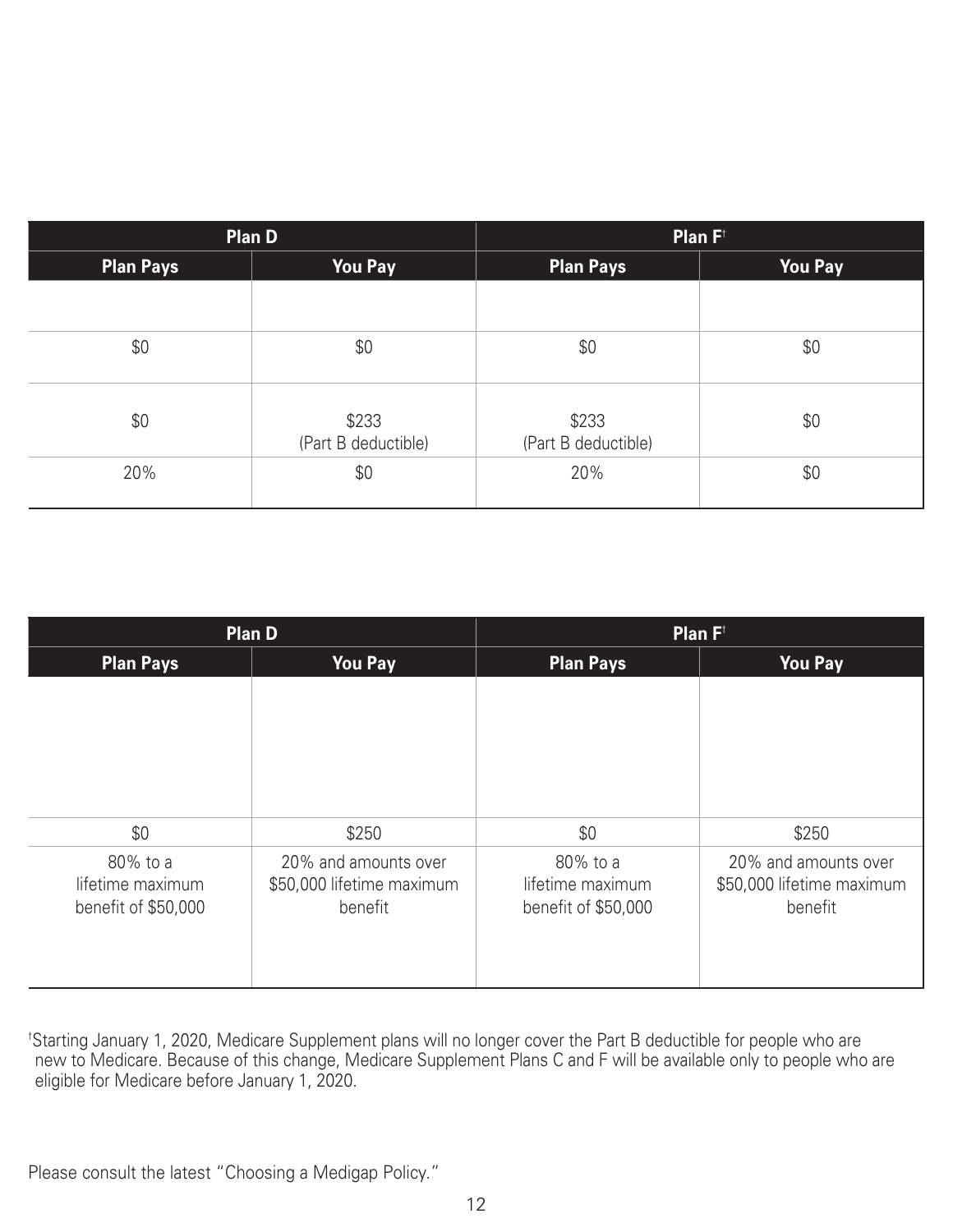| Plan D | | Plan F† | |
|---|---|---|---|
| Plan Pays | You Pay | Plan Pays | You Pay |
| | | | |
| $0 | $0 | $0 | $0 |
| $0 | $233 (Part B deductible) | $233 (Part B deductible) | $0 |
| 20% | $0 | 20% | $0 |

| Plan D | | Plan F† | |
|---|---|---|---|
| Plan Pays | You Pay | Plan Pays | You Pay |
| | | | |
| $0 | $250 | $0 | $250 |
| 80% to a lifetime maximum benefit of $50,000 | 20% and amounts over $50,000 lifetime maximum benefit | 80% to a lifetime maximum benefit of $50,000 | 20% and amounts over $50,000 lifetime maximum benefit |

†Starting January 1, 2020, Medicare Supplement plans will no longer cover the Part B deductible for people who are new to Medicare. Because of this change, Medicare Supplement Plans C and F will be available only to people who are eligible for Medicare before January 1, 2020.

Please consult the latest "Choosing a Medigap Policy."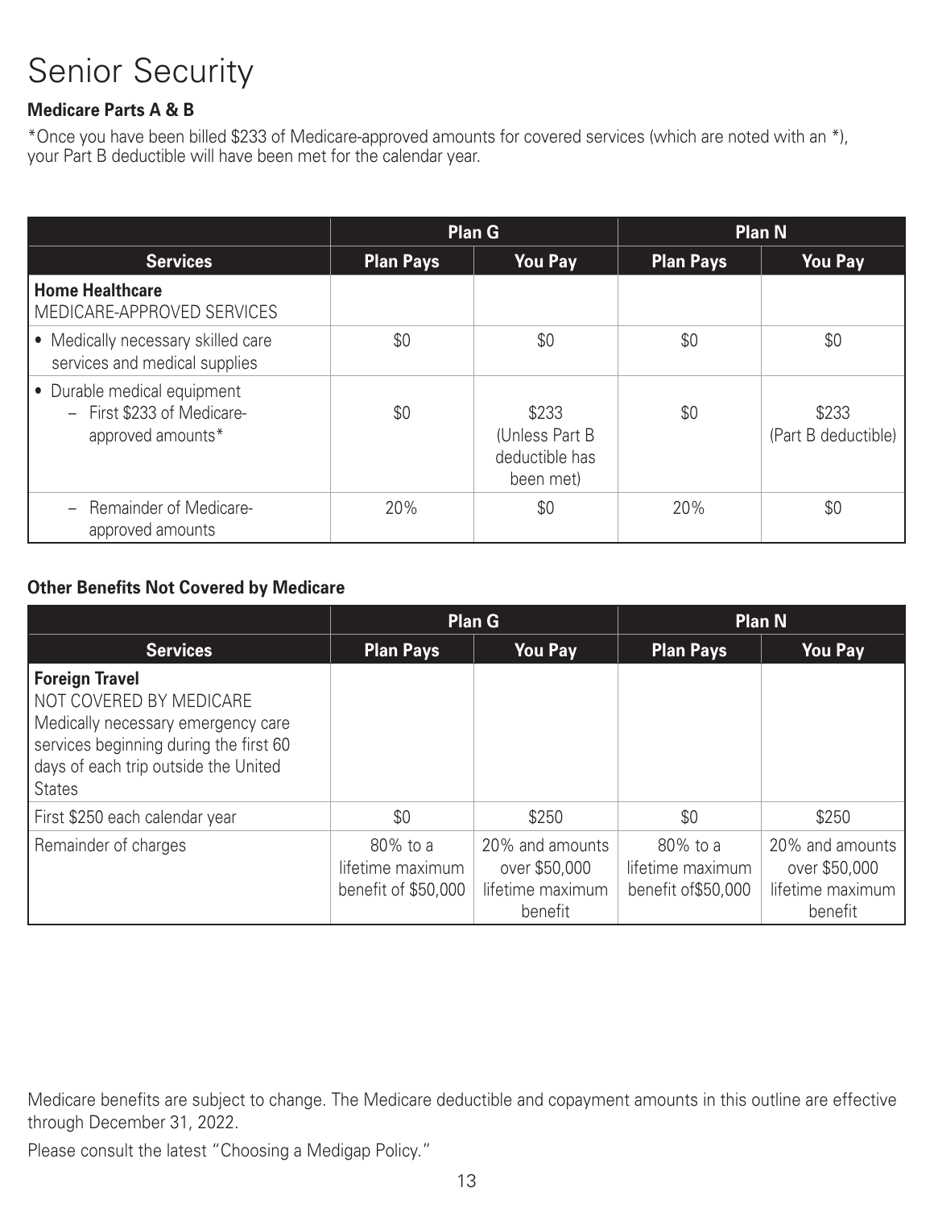# Senior Security

**Medicare Parts A & B**

*Once you have been billed $233 of Medicare-approved amounts for covered services (which are noted with an *), your Part B deductible will have been met for the calendar year.

| | Plan G | | Plan N | |
|---|---|---|---|---|
| **Services** | **Plan Pays** | **You Pay** | **Plan Pays** | **You Pay** |
| **Home Healthcare** MEDICARE-APPROVED SERVICES | | | | |
| • Medically necessary skilled care services and medical supplies | $0 | $0 | $0 | $0 |
| • Durable medical equipment – First $233 of Medicare-approved amounts* | $0 | $233 (Unless Part B deductible has been met) | $0 | $233 (Part B deductible) |
| – Remainder of Medicare-approved amounts | 20% | $0 | 20% | $0 |

**Other Benefits Not Covered by Medicare**

| | Plan G | | Plan N | |
|---|---|---|---|---|
| **Services** | **Plan Pays** | **You Pay** | **Plan Pays** | **You Pay** |
| **Foreign Travel** NOT COVERED BY MEDICARE Medically necessary emergency care services beginning during the first 60 days of each trip outside the United States | | | | |
| First $250 each calendar year | $0 | $250 | $0 | $250 |
| Remainder of charges | 80% to a lifetime maximum benefit of $50,000 | 20% and amounts over $50,000 lifetime maximum benefit | 80% to a lifetime maximum benefit of$50,000 | 20% and amounts over $50,000 lifetime maximum benefit |

Medicare benefits are subject to change. The Medicare deductible and copayment amounts in this outline are effective through December 31, 2022.

Please consult the latest "Choosing a Medigap Policy."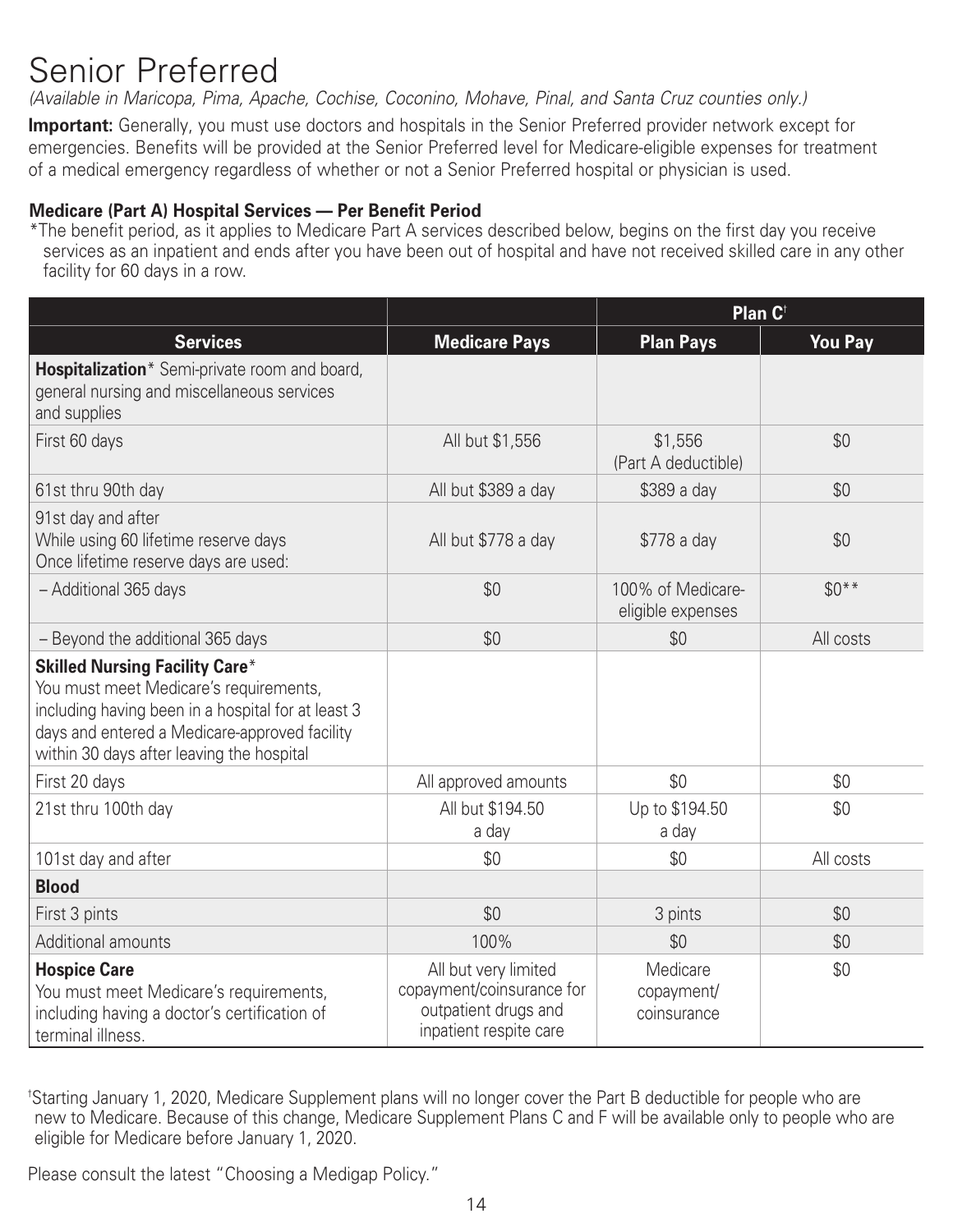# Senior Preferred

*(Available in Maricopa, Pima, Apache, Cochise, Coconino, Mohave, Pinal, and Santa Cruz counties only.)*

**Important:** Generally, you must use doctors and hospitals in the Senior Preferred provider network except for emergencies. Benefits will be provided at the Senior Preferred level for Medicare-eligible expenses for treatment of a medical emergency regardless of whether or not a Senior Preferred hospital or physician is used.

**Medicare (Part A) Hospital Services — Per Benefit Period**

*The benefit period, as it applies to Medicare Part A services described below, begins on the first day you receive services as an inpatient and ends after you have been out of hospital and have not received skilled care in any other facility for 60 days in a row.

| | | Plan C† | |
|---|---|---|---|
| **Services** | **Medicare Pays** | **Plan Pays** | **You Pay** |
| **Hospitalization*** Semi-private room and board, general nursing and miscellaneous services and supplies | | | |
| First 60 days | All but $1,556 | $1,556 (Part A deductible) | $0 |
| 61st thru 90th day | All but $389 a day | $389 a day | $0 |
| 91st day and after While using 60 lifetime reserve days Once lifetime reserve days are used: | All but $778 a day | $778 a day | $0 |
| – Additional 365 days | $0 | 100% of Medicare-eligible expenses | $0** |
| – Beyond the additional 365 days | $0 | $0 | All costs |
| **Skilled Nursing Facility Care*** You must meet Medicare's requirements, including having been in a hospital for at least 3 days and entered a Medicare-approved facility within 30 days after leaving the hospital | | | |
| First 20 days | All approved amounts | $0 | $0 |
| 21st thru 100th day | All but $194.50 a day | Up to $194.50 a day | $0 |
| 101st day and after | $0 | $0 | All costs |
| **Blood** | | | |
| First 3 pints | $0 | 3 pints | $0 |
| Additional amounts | 100% | $0 | $0 |
| **Hospice Care** You must meet Medicare's requirements, including having a doctor's certification of terminal illness. | All but very limited copayment/coinsurance for outpatient drugs and inpatient respite care | Medicare copayment/ coinsurance | $0 |

†Starting January 1, 2020, Medicare Supplement plans will no longer cover the Part B deductible for people who are new to Medicare. Because of this change, Medicare Supplement Plans C and F will be available only to people who are eligible for Medicare before January 1, 2020.

Please consult the latest "Choosing a Medigap Policy."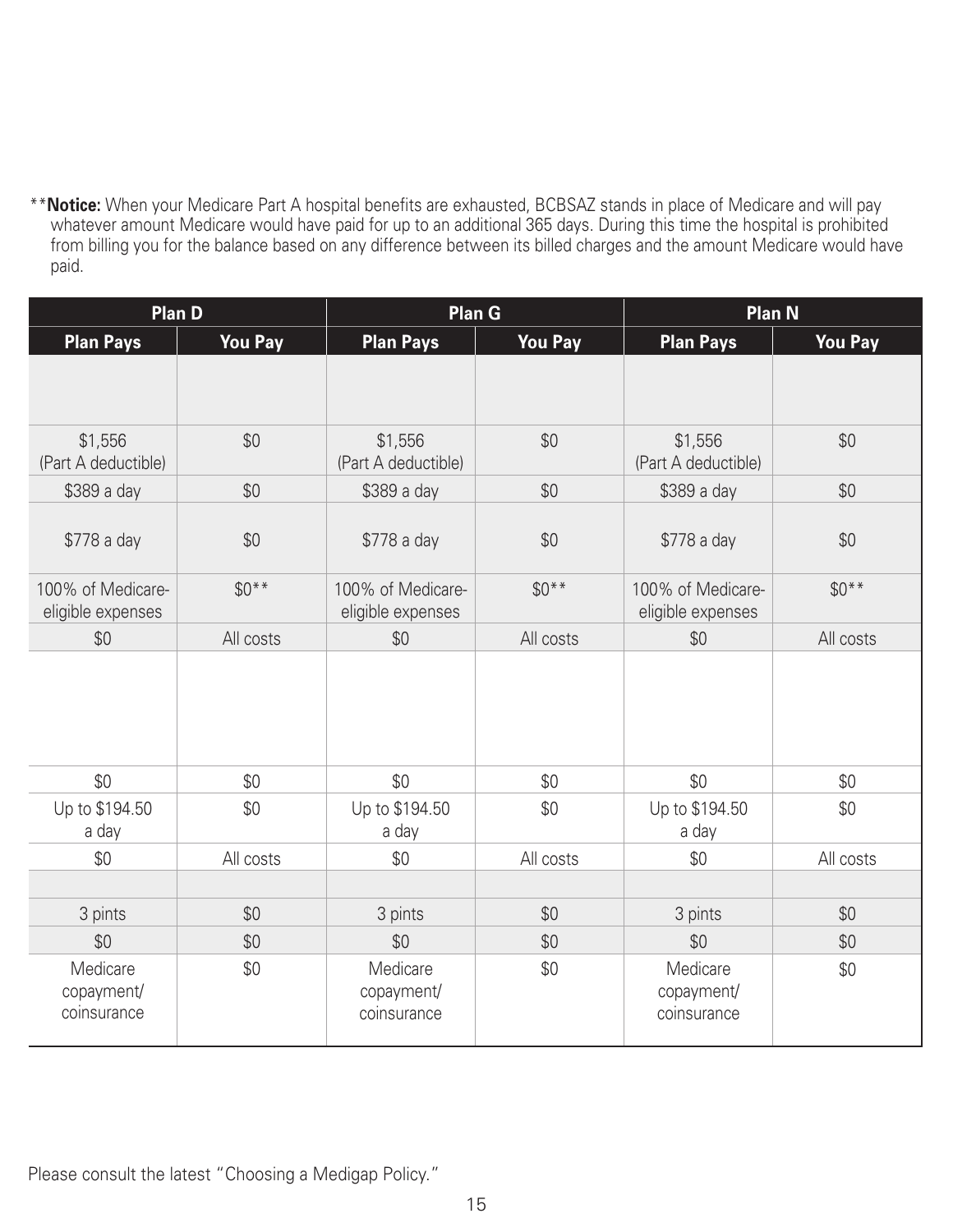**Notice:** When your Medicare Part A hospital benefits are exhausted, BCBSAZ stands in place of Medicare and will pay whatever amount Medicare would have paid for up to an additional 365 days. During this time the hospital is prohibited from billing you for the balance based on any difference between its billed charges and the amount Medicare would have paid.

| Plan D | | Plan G | | Plan N | |
|---|---|---|---|---|---|
| **Plan Pays** | **You Pay** | **Plan Pays** | **You Pay** | **Plan Pays** | **You Pay** |
| | | | | | |
| $1,556 (Part A deductible) | $0 | $1,556 (Part A deductible) | $0 | $1,556 (Part A deductible) | $0 |
| $389 a day | $0 | $389 a day | $0 | $389 a day | $0 |
| $778 a day | $0 | $778 a day | $0 | $778 a day | $0 |
| 100% of Medicare-eligible expenses | $0** | 100% of Medicare-eligible expenses | $0** | 100% of Medicare-eligible expenses | $0** |
| $0 | All costs | $0 | All costs | $0 | All costs |
| | | | | | |
| $0 | $0 | $0 | $0 | $0 | $0 |
| Up to $194.50 a day | $0 | Up to $194.50 a day | $0 | Up to $194.50 a day | $0 |
| $0 | All costs | $0 | All costs | $0 | All costs |
| | | | | | |
| 3 pints | $0 | 3 pints | $0 | 3 pints | $0 |
| $0 | $0 | $0 | $0 | $0 | $0 |
| Medicare copayment/ coinsurance | $0 | Medicare copayment/ coinsurance | $0 | Medicare copayment/ coinsurance | $0 |

Please consult the latest "Choosing a Medigap Policy."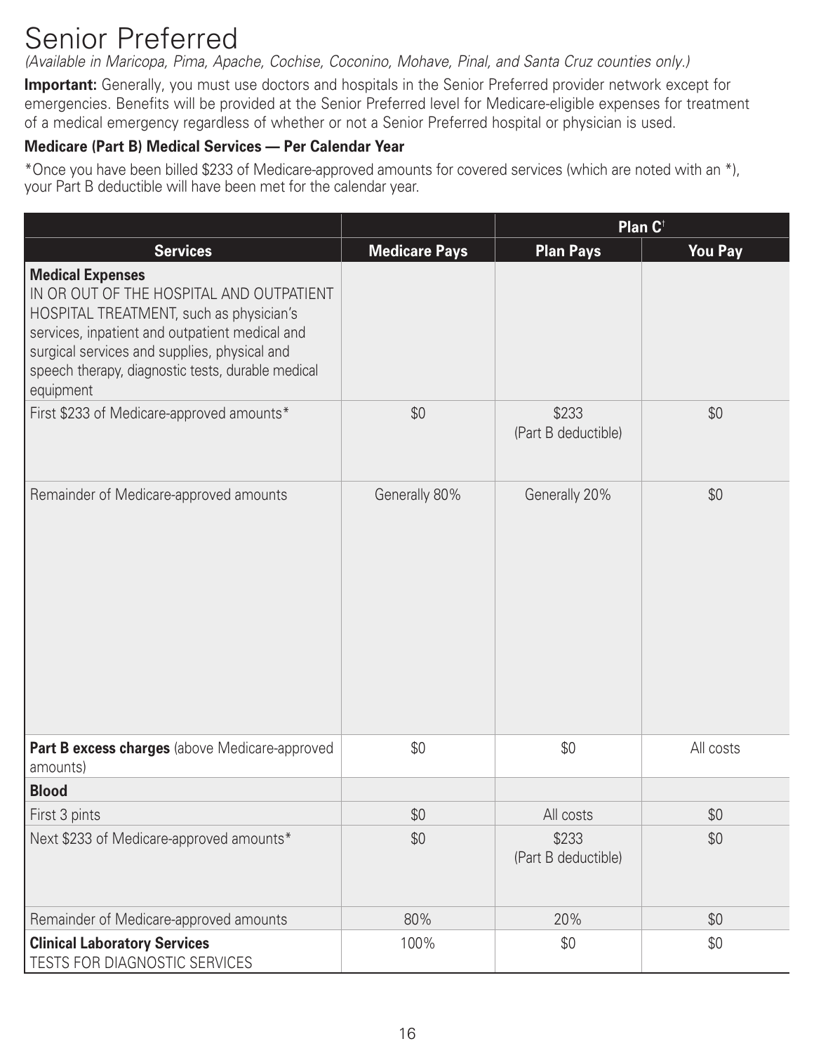# Senior Preferred

*(Available in Maricopa, Pima, Apache, Cochise, Coconino, Mohave, Pinal, and Santa Cruz counties only.)*

**Important:** Generally, you must use doctors and hospitals in the Senior Preferred provider network except for emergencies. Benefits will be provided at the Senior Preferred level for Medicare-eligible expenses for treatment of a medical emergency regardless of whether or not a Senior Preferred hospital or physician is used.

### Medicare (Part B) Medical Services — Per Calendar Year

*Once you have been billed $233 of Medicare-approved amounts for covered services (which are noted with an *), your Part B deductible will have been met for the calendar year.

| | | Plan C[†] | |
|---|---|---|---|
| **Services** | **Medicare Pays** | **Plan Pays** | **You Pay** |
| **Medical Expenses**<br>IN OR OUT OF THE HOSPITAL AND OUTPATIENT HOSPITAL TREATMENT, such as physician's services, inpatient and outpatient medical and surgical services and supplies, physical and speech therapy, diagnostic tests, durable medical equipment | | | |
| First $233 of Medicare-approved amounts* | $0 | $233<br>(Part B deductible) | $0 |
| Remainder of Medicare-approved amounts | Generally 80% | Generally 20% | $0 |
| **Part B excess charges** (above Medicare-approved amounts) | $0 | $0 | All costs |
| **Blood** | | | |
| First 3 pints | $0 | All costs | $0 |
| Next $233 of Medicare-approved amounts* | $0 | $233<br>(Part B deductible) | $0 |
| Remainder of Medicare-approved amounts | 80% | 20% | $0 |
| **Clinical Laboratory Services**<br>TESTS FOR DIAGNOSTIC SERVICES | 100% | $0 | $0 |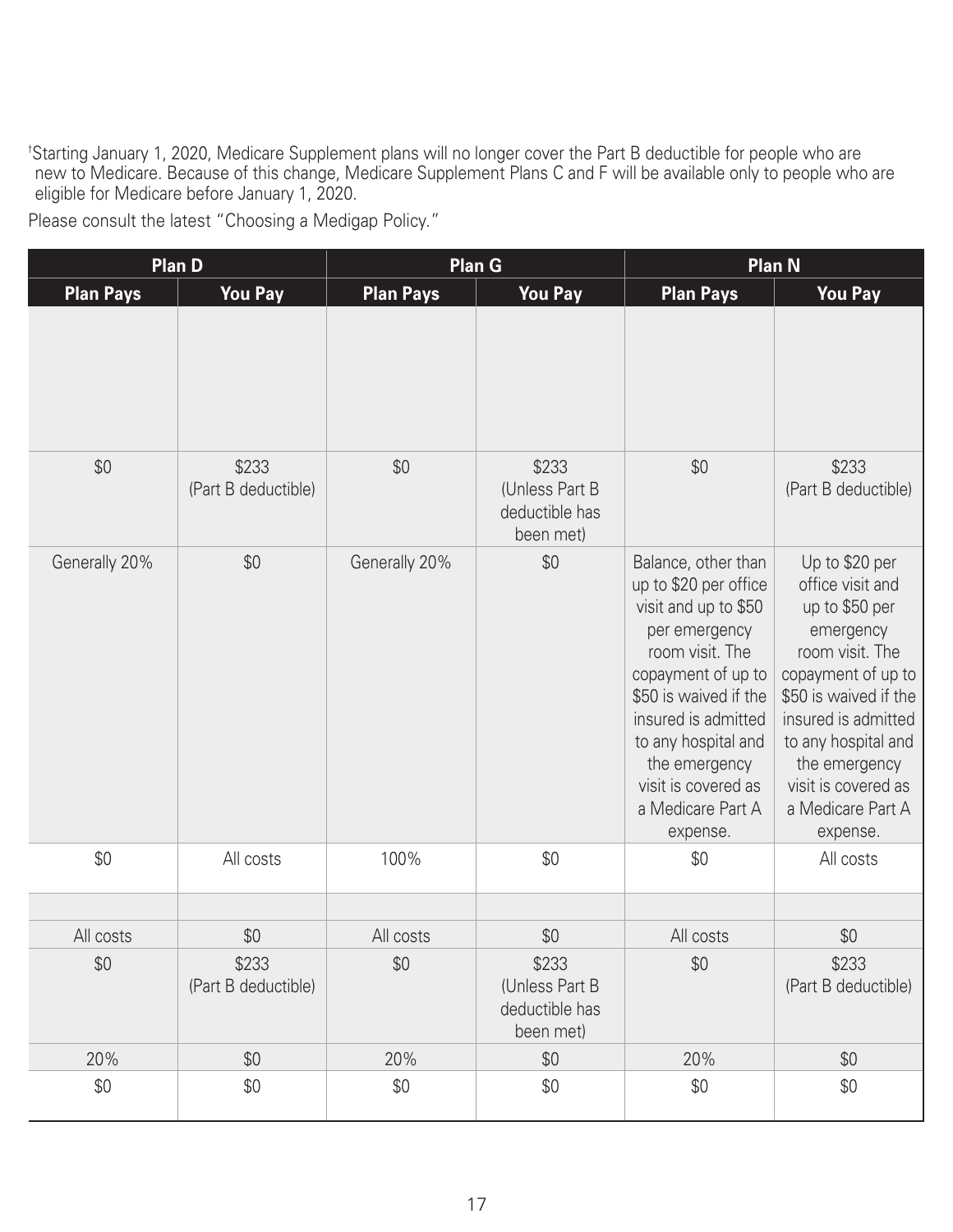[†]Starting January 1, 2020, Medicare Supplement plans will no longer cover the Part B deductible for people who are new to Medicare. Because of this change, Medicare Supplement Plans C and F will be available only to people who are eligible for Medicare before January 1, 2020.

Please consult the latest "Choosing a Medigap Policy."

| Plan D | | Plan G | | Plan N | |
|---|---|---|---|---|---|
| **Plan Pays** | **You Pay** | **Plan Pays** | **You Pay** | **Plan Pays** | **You Pay** |
| | | | | | |
| $0 | $233 (Part B deductible) | $0 | $233 (Unless Part B deductible has been met) | $0 | $233 (Part B deductible) |
| Generally 20% | $0 | Generally 20% | $0 | Balance, other than up to $20 per office visit and up to $50 per emergency room visit. The copayment of up to $50 is waived if the insured is admitted to any hospital and the emergency visit is covered as a Medicare Part A expense. | Up to $20 per office visit and up to $50 per emergency room visit. The copayment of up to $50 is waived if the insured is admitted to any hospital and the emergency visit is covered as a Medicare Part A expense. |
| $0 | All costs | 100% | $0 | $0 | All costs |
| | | | | | |
| All costs | $0 | All costs | $0 | All costs | $0 |
| $0 | $233 (Part B deductible) | $0 | $233 (Unless Part B deductible has been met) | $0 | $233 (Part B deductible) |
| 20% | $0 | 20% | $0 | 20% | $0 |
| $0 | $0 | $0 | $0 | $0 | $0 |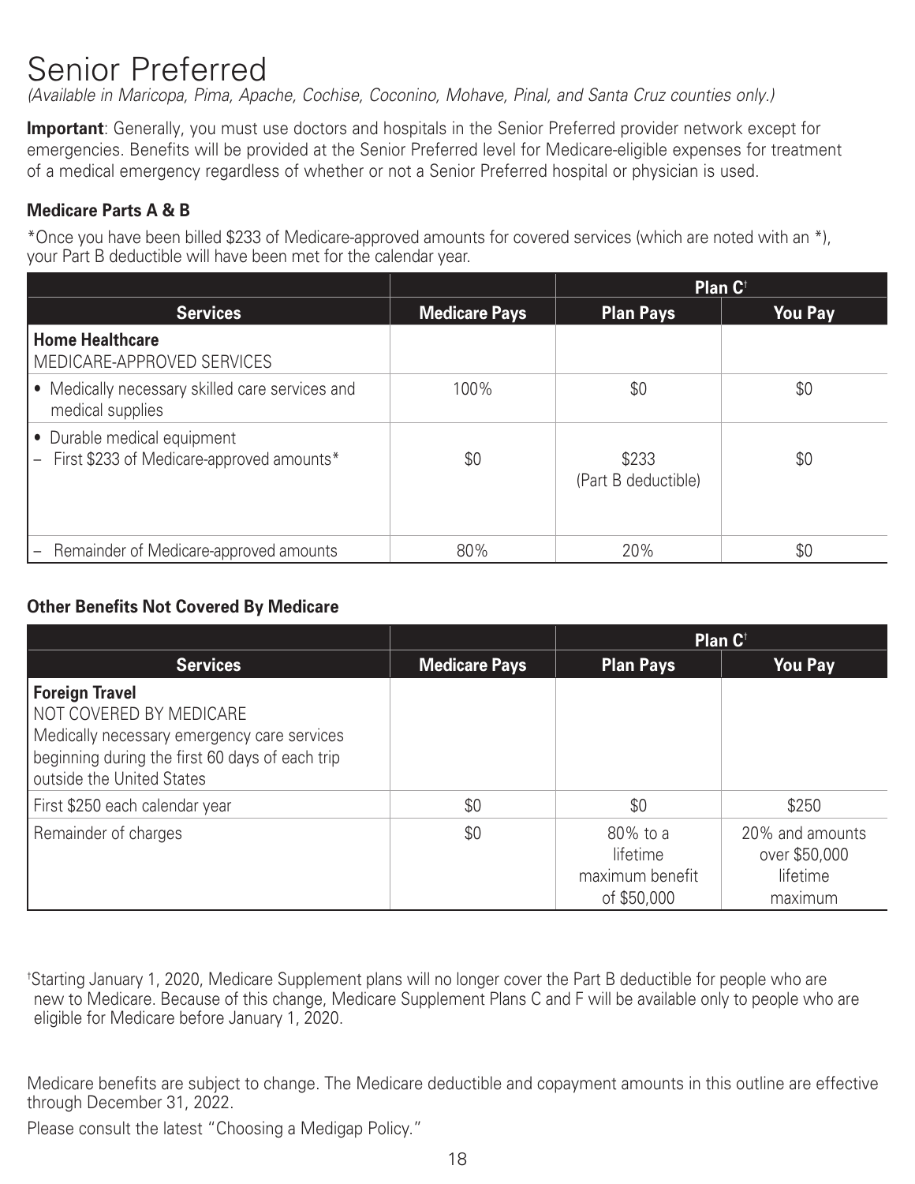# Senior Preferred

*(Available in Maricopa, Pima, Apache, Cochise, Coconino, Mohave, Pinal, and Santa Cruz counties only.)*

**Important**: Generally, you must use doctors and hospitals in the Senior Preferred provider network except for emergencies. Benefits will be provided at the Senior Preferred level for Medicare-eligible expenses for treatment of a medical emergency regardless of whether or not a Senior Preferred hospital or physician is used.

### Medicare Parts A & B

*Once you have been billed $233 of Medicare-approved amounts for covered services (which are noted with an *), your Part B deductible will have been met for the calendar year.

| | | Plan C† | |
|---|---|---|---|
| **Services** | **Medicare Pays** | **Plan Pays** | **You Pay** |
| **Home Healthcare**<br>MEDICARE-APPROVED SERVICES | | | |
| • Medically necessary skilled care services and medical supplies | 100% | $0 | $0 |
| • Durable medical equipment<br>– First $233 of Medicare-approved amounts* | $0 | $233<br>(Part B deductible) | $0 |
| – Remainder of Medicare-approved amounts | 80% | 20% | $0 |

### Other Benefits Not Covered By Medicare

| | | Plan C† | |
|---|---|---|---|
| **Services** | **Medicare Pays** | **Plan Pays** | **You Pay** |
| **Foreign Travel**<br>NOT COVERED BY MEDICARE<br>Medically necessary emergency care services beginning during the first 60 days of each trip outside the United States | | | |
| First $250 each calendar year | $0 | $0 | $250 |
| Remainder of charges | $0 | 80% to a lifetime maximum benefit of $50,000 | 20% and amounts over $50,000 lifetime maximum |

†Starting January 1, 2020, Medicare Supplement plans will no longer cover the Part B deductible for people who are new to Medicare. Because of this change, Medicare Supplement Plans C and F will be available only to people who are eligible for Medicare before January 1, 2020.

Medicare benefits are subject to change. The Medicare deductible and copayment amounts in this outline are effective through December 31, 2022.

Please consult the latest "Choosing a Medigap Policy."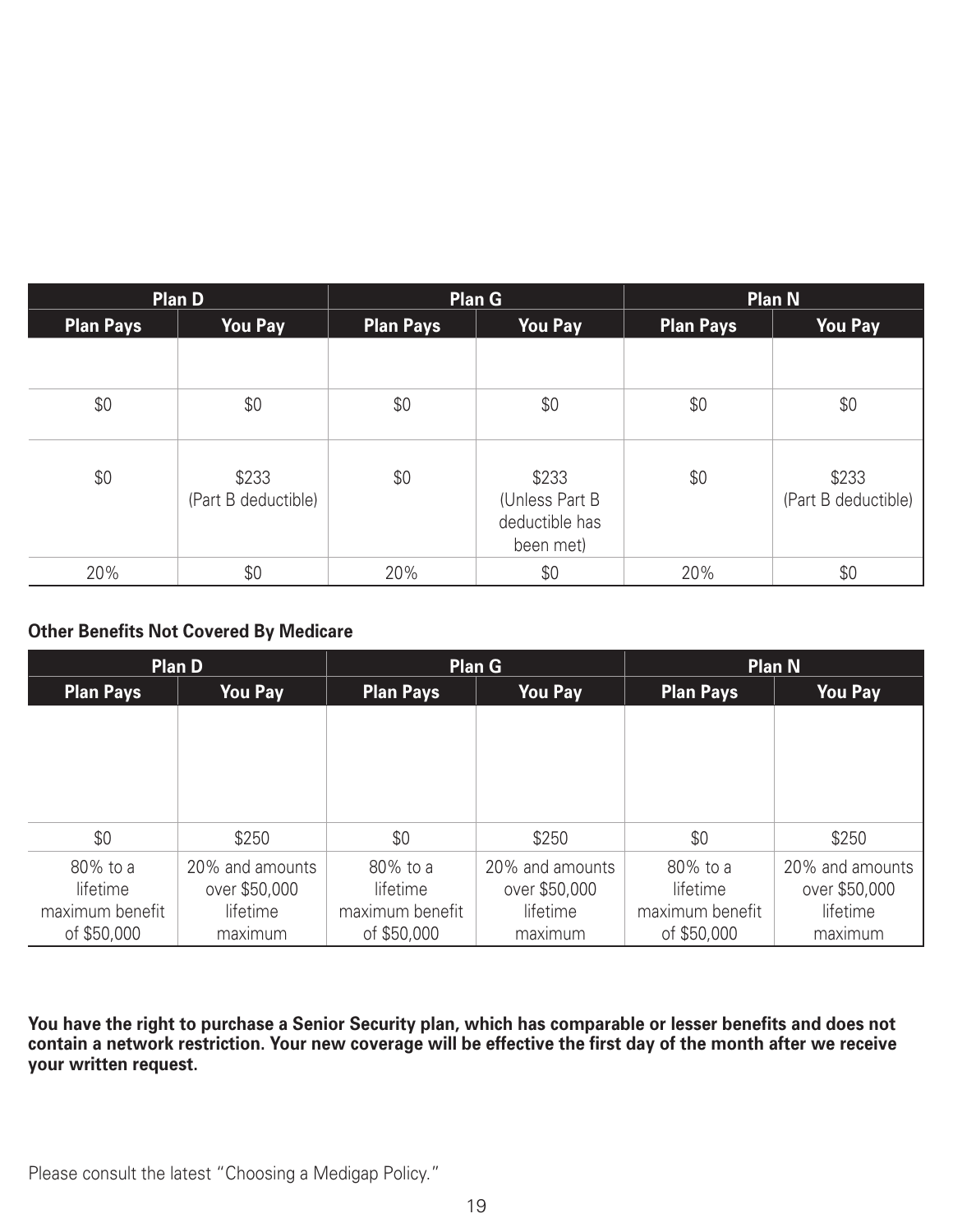| Plan D | | Plan G | | Plan N | |
|---|---|---|---|---|---|
| Plan Pays | You Pay | Plan Pays | You Pay | Plan Pays | You Pay |
| | | | | | |
| $0 | $0 | $0 | $0 | $0 | $0 |
| $0 | $233 (Part B deductible) | $0 | $233 (Unless Part B deductible has been met) | $0 | $233 (Part B deductible) |
| 20% | $0 | 20% | $0 | 20% | $0 |

**Other Benefits Not Covered By Medicare**

| Plan D | | Plan G | | Plan N | |
|---|---|---|---|---|---|
| Plan Pays | You Pay | Plan Pays | You Pay | Plan Pays | You Pay |
| | | | | | |
| $0 | $250 | $0 | $250 | $0 | $250 |
| 80% to a lifetime maximum benefit of $50,000 | 20% and amounts over $50,000 lifetime maximum | 80% to a lifetime maximum benefit of $50,000 | 20% and amounts over $50,000 lifetime maximum | 80% to a lifetime maximum benefit of $50,000 | 20% and amounts over $50,000 lifetime maximum |

**You have the right to purchase a Senior Security plan, which has comparable or lesser benefits and does not contain a network restriction. Your new coverage will be effective the first day of the month after we receive your written request.**

Please consult the latest "Choosing a Medigap Policy."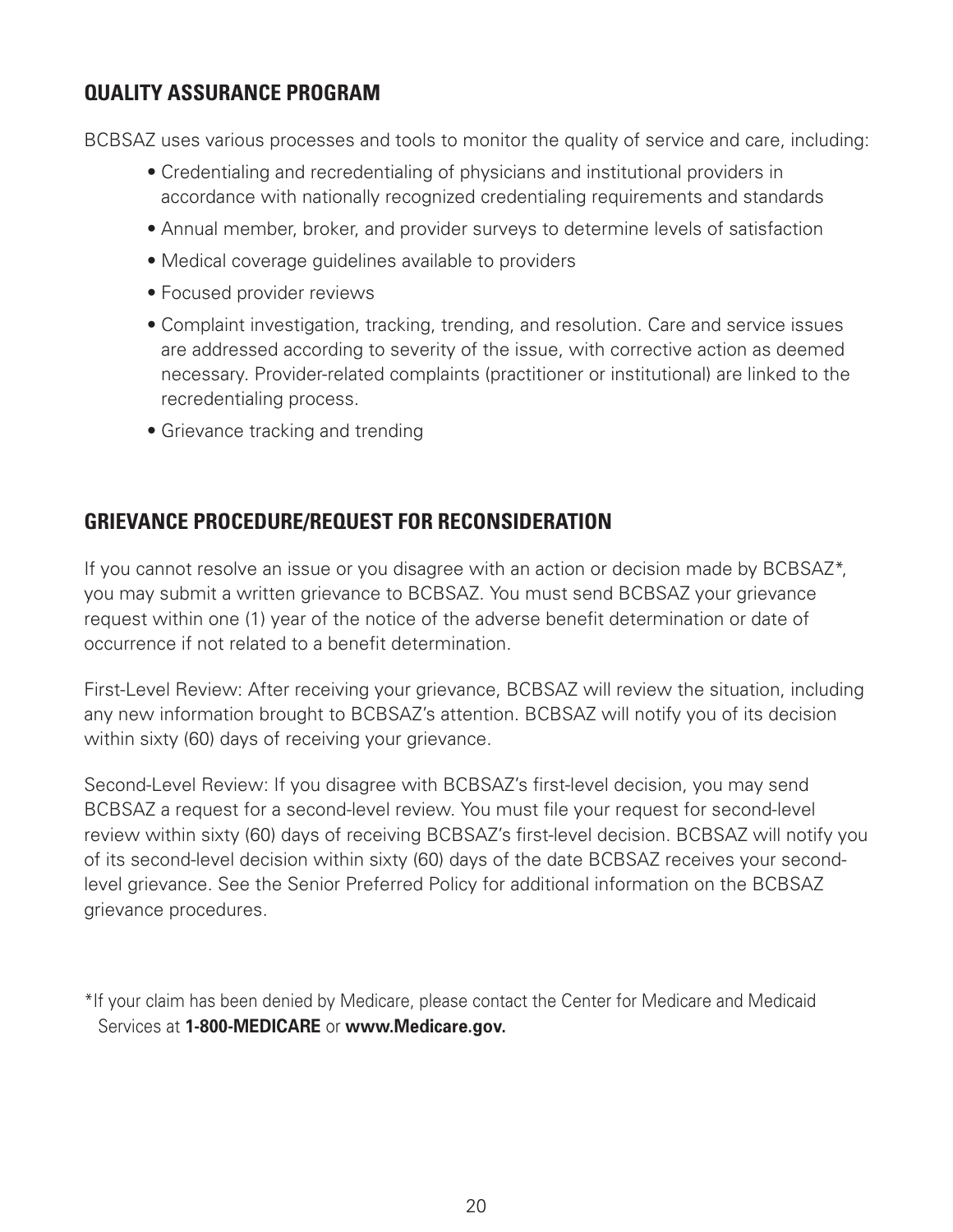## QUALITY ASSURANCE PROGRAM

BCBSAZ uses various processes and tools to monitor the quality of service and care, including:

- Credentialing and recredentialing of physicians and institutional providers in accordance with nationally recognized credentialing requirements and standards
- Annual member, broker, and provider surveys to determine levels of satisfaction
- Medical coverage guidelines available to providers
- Focused provider reviews
- Complaint investigation, tracking, trending, and resolution. Care and service issues are addressed according to severity of the issue, with corrective action as deemed necessary. Provider-related complaints (practitioner or institutional) are linked to the recredentialing process.
- Grievance tracking and trending

## GRIEVANCE PROCEDURE/REQUEST FOR RECONSIDERATION

If you cannot resolve an issue or you disagree with an action or decision made by BCBSAZ*, you may submit a written grievance to BCBSAZ. You must send BCBSAZ your grievance request within one (1) year of the notice of the adverse benefit determination or date of occurrence if not related to a benefit determination.

First-Level Review: After receiving your grievance, BCBSAZ will review the situation, including any new information brought to BCBSAZ's attention. BCBSAZ will notify you of its decision within sixty (60) days of receiving your grievance.

Second-Level Review: If you disagree with BCBSAZ's first-level decision, you may send BCBSAZ a request for a second-level review. You must file your request for second-level review within sixty (60) days of receiving BCBSAZ's first-level decision. BCBSAZ will notify you of its second-level decision within sixty (60) days of the date BCBSAZ receives your second-level grievance. See the Senior Preferred Policy for additional information on the BCBSAZ grievance procedures.

*If your claim has been denied by Medicare, please contact the Center for Medicare and Medicaid Services at **1-800-MEDICARE** or **www.Medicare.gov.**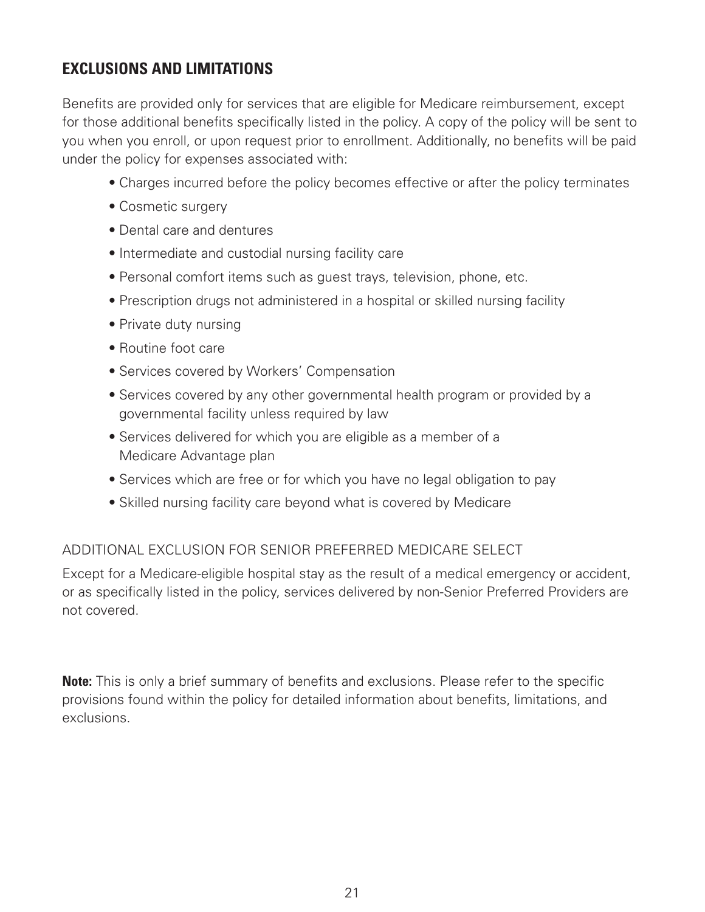## EXCLUSIONS AND LIMITATIONS

Benefits are provided only for services that are eligible for Medicare reimbursement, except for those additional benefits specifically listed in the policy. A copy of the policy will be sent to you when you enroll, or upon request prior to enrollment. Additionally, no benefits will be paid under the policy for expenses associated with:

- Charges incurred before the policy becomes effective or after the policy terminates
- Cosmetic surgery
- Dental care and dentures
- Intermediate and custodial nursing facility care
- Personal comfort items such as guest trays, television, phone, etc.
- Prescription drugs not administered in a hospital or skilled nursing facility
- Private duty nursing
- Routine foot care
- Services covered by Workers' Compensation
- Services covered by any other governmental health program or provided by a governmental facility unless required by law
- Services delivered for which you are eligible as a member of a Medicare Advantage plan
- Services which are free or for which you have no legal obligation to pay
- Skilled nursing facility care beyond what is covered by Medicare

### ADDITIONAL EXCLUSION FOR SENIOR PREFERRED MEDICARE SELECT

Except for a Medicare-eligible hospital stay as the result of a medical emergency or accident, or as specifically listed in the policy, services delivered by non-Senior Preferred Providers are not covered.

**Note:** This is only a brief summary of benefits and exclusions. Please refer to the specific provisions found within the policy for detailed information about benefits, limitations, and exclusions.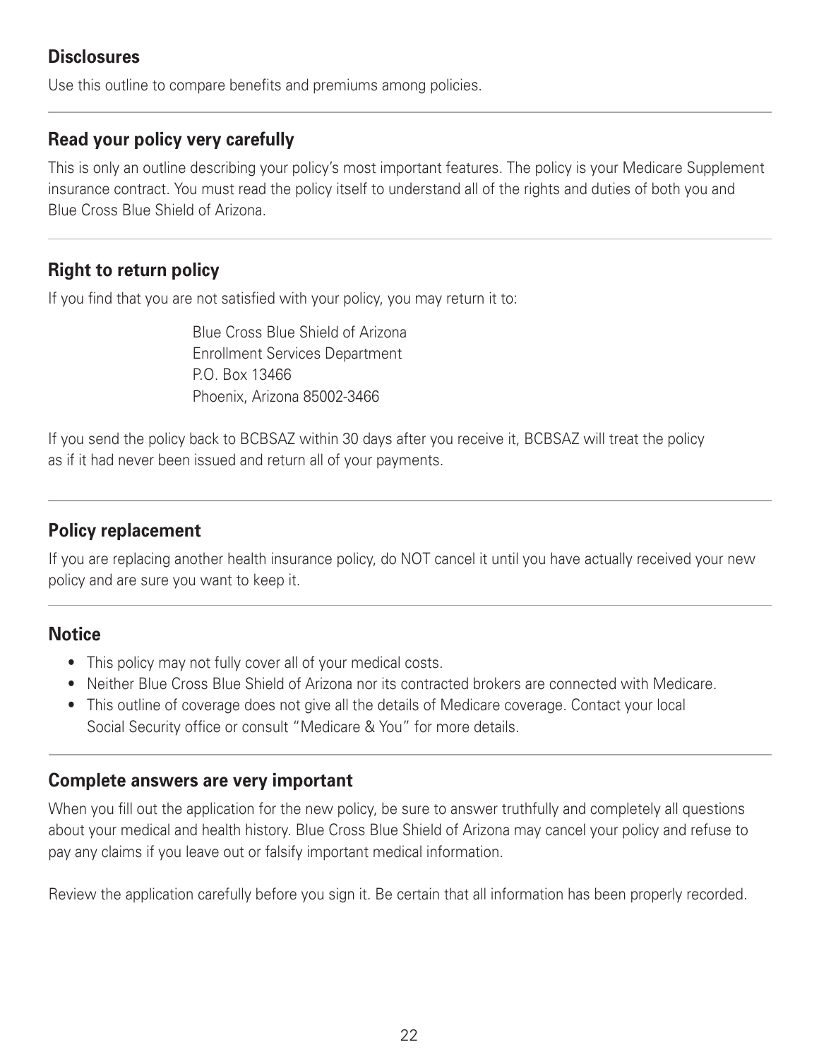## Disclosures

Use this outline to compare benefits and premiums among policies.

## Read your policy very carefully

This is only an outline describing your policy's most important features. The policy is your Medicare Supplement insurance contract. You must read the policy itself to understand all of the rights and duties of both you and Blue Cross Blue Shield of Arizona.

## Right to return policy

If you find that you are not satisfied with your policy, you may return it to:

Blue Cross Blue Shield of Arizona
Enrollment Services Department
P.O. Box 13466
Phoenix, Arizona 85002-3466

If you send the policy back to BCBSAZ within 30 days after you receive it, BCBSAZ will treat the policy as if it had never been issued and return all of your payments.

## Policy replacement

If you are replacing another health insurance policy, do NOT cancel it until you have actually received your new policy and are sure you want to keep it.

## Notice

- This policy may not fully cover all of your medical costs.
- Neither Blue Cross Blue Shield of Arizona nor its contracted brokers are connected with Medicare.
- This outline of coverage does not give all the details of Medicare coverage. Contact your local Social Security office or consult "Medicare & You" for more details.

## Complete answers are very important

When you fill out the application for the new policy, be sure to answer truthfully and completely all questions about your medical and health history. Blue Cross Blue Shield of Arizona may cancel your policy and refuse to pay any claims if you leave out or falsify important medical information.

Review the application carefully before you sign it. Be certain that all information has been properly recorded.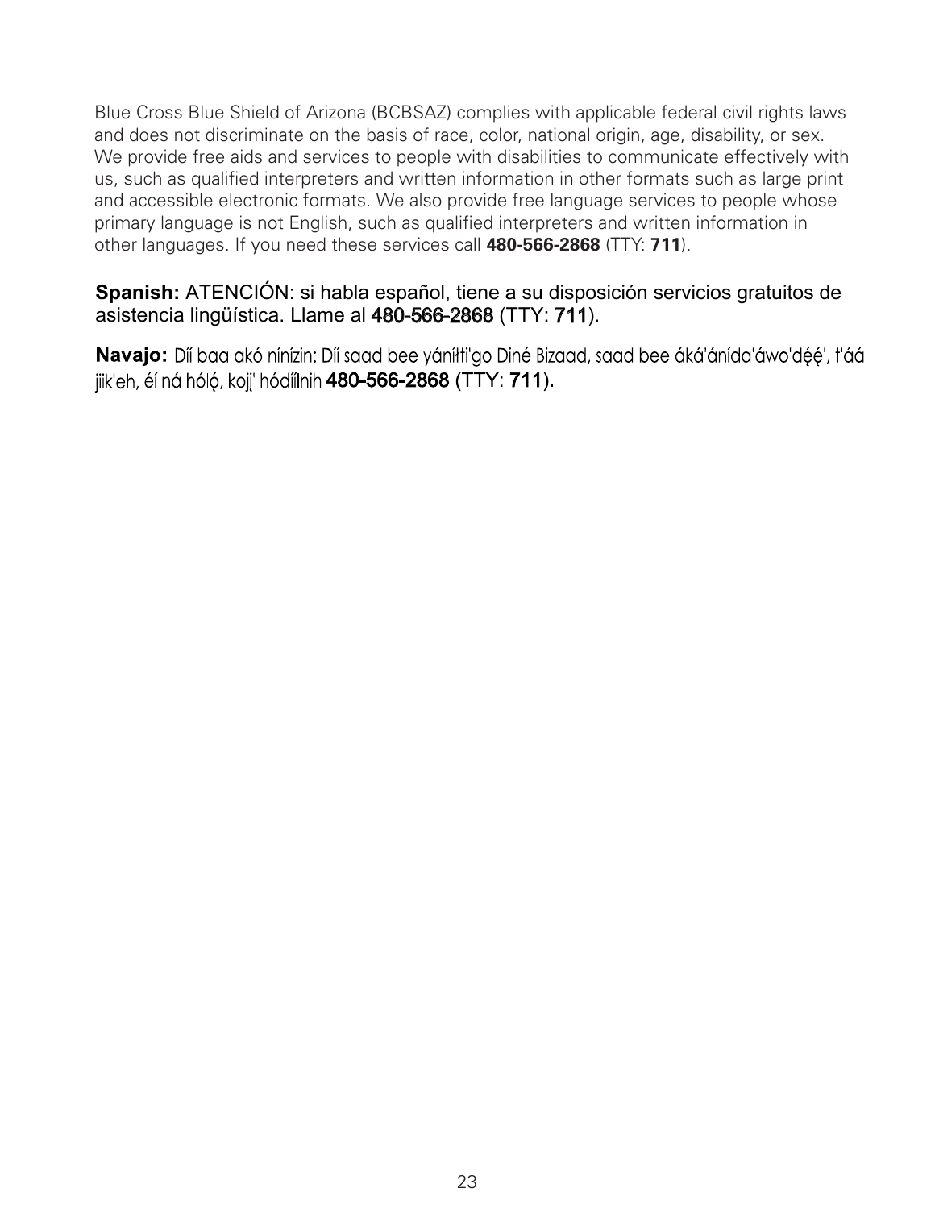Blue Cross Blue Shield of Arizona (BCBSAZ) complies with applicable federal civil rights laws and does not discriminate on the basis of race, color, national origin, age, disability, or sex. We provide free aids and services to people with disabilities to communicate effectively with us, such as qualified interpreters and written information in other formats such as large print and accessible electronic formats. We also provide free language services to people whose primary language is not English, such as qualified interpreters and written information in other languages. If you need these services call **480-566-2868** (TTY: **711**).

**Spanish:** ATENCIÓN: si habla español, tiene a su disposición servicios gratuitos de asistencia lingüística. Llame al 480-566-2868 (TTY: 711).

**Navajo:** Díí baa akó nínízin: Díí saad bee yáníłti'go Diné Bizaad, saad bee áká'ánída'áwo'dę́ę́', t'áá jiik'eh, éí ná hólǫ́, kojį' hódíílnih **480-566-2868** (TTY: **711**).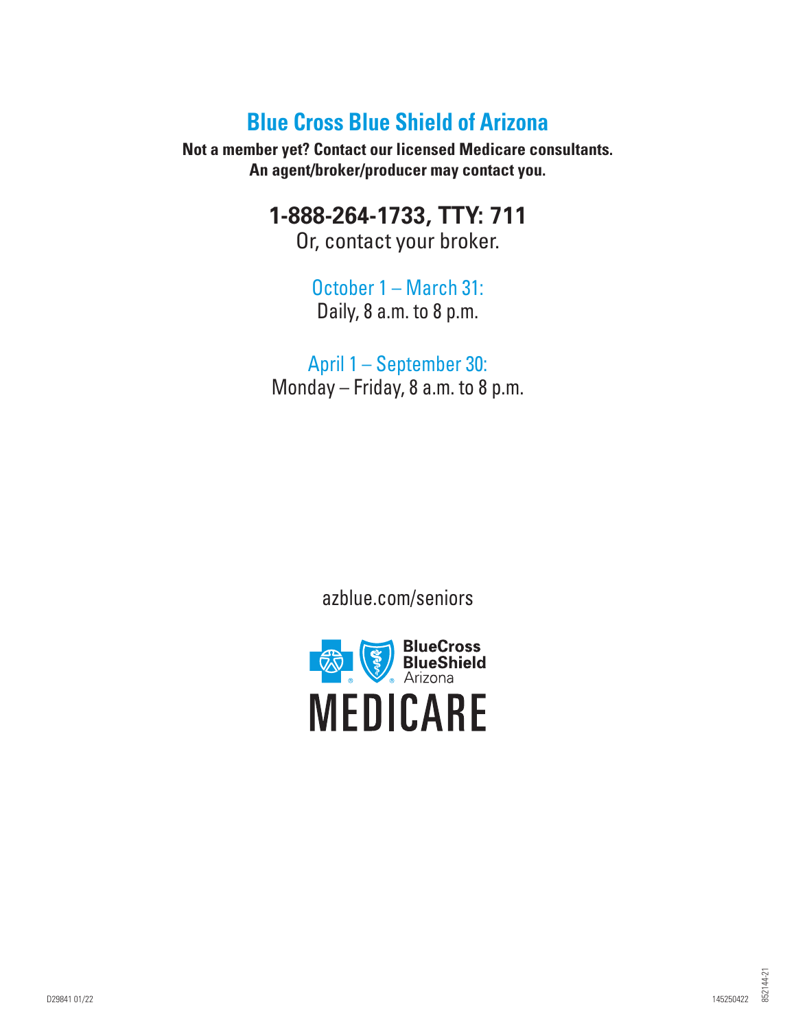## Blue Cross Blue Shield of Arizona

**Not a member yet? Contact our licensed Medicare consultants.**
**An agent/broker/producer may contact you.**

**1-888-264-1733, TTY: 711**
Or, contact your broker.

October 1 – March 31:
Daily, 8 a.m. to 8 p.m.

April 1 – September 30:
Monday – Friday, 8 a.m. to 8 p.m.

azblue.com/seniors

BlueCross BlueShield Arizona

MEDICARE

D29841 01/22

145250422

852144-21